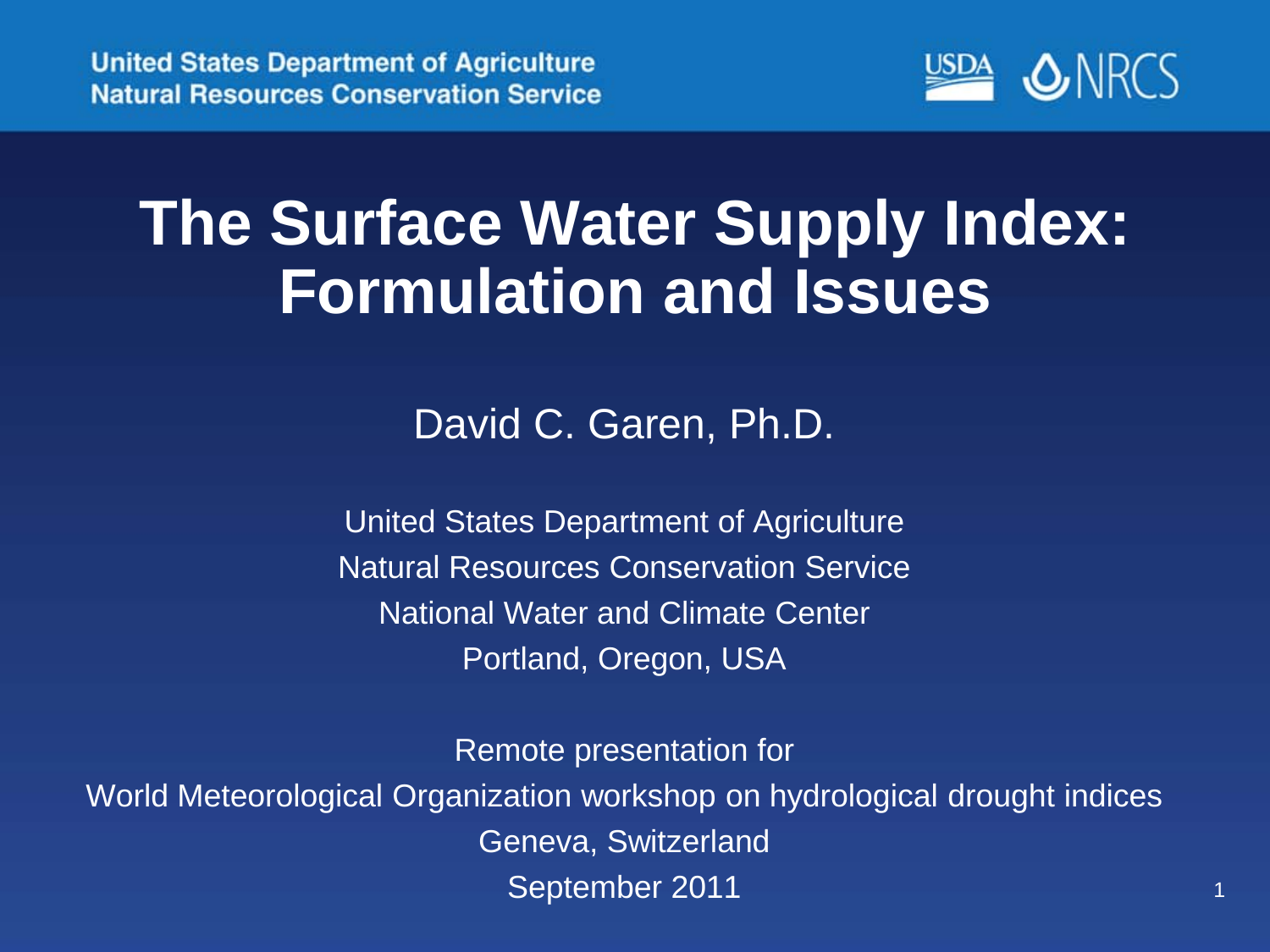United States Department of Agriculture
Natural Resources Conservation Service

# The Surface Water Supply Index: Formulation and Issues

David C. Garen, Ph.D.

United States Department of Agriculture
Natural Resources Conservation Service
National Water and Climate Center
Portland, Oregon, USA

Remote presentation for
World Meteorological Organization workshop on hydrological drought indices
Geneva, Switzerland
September 2011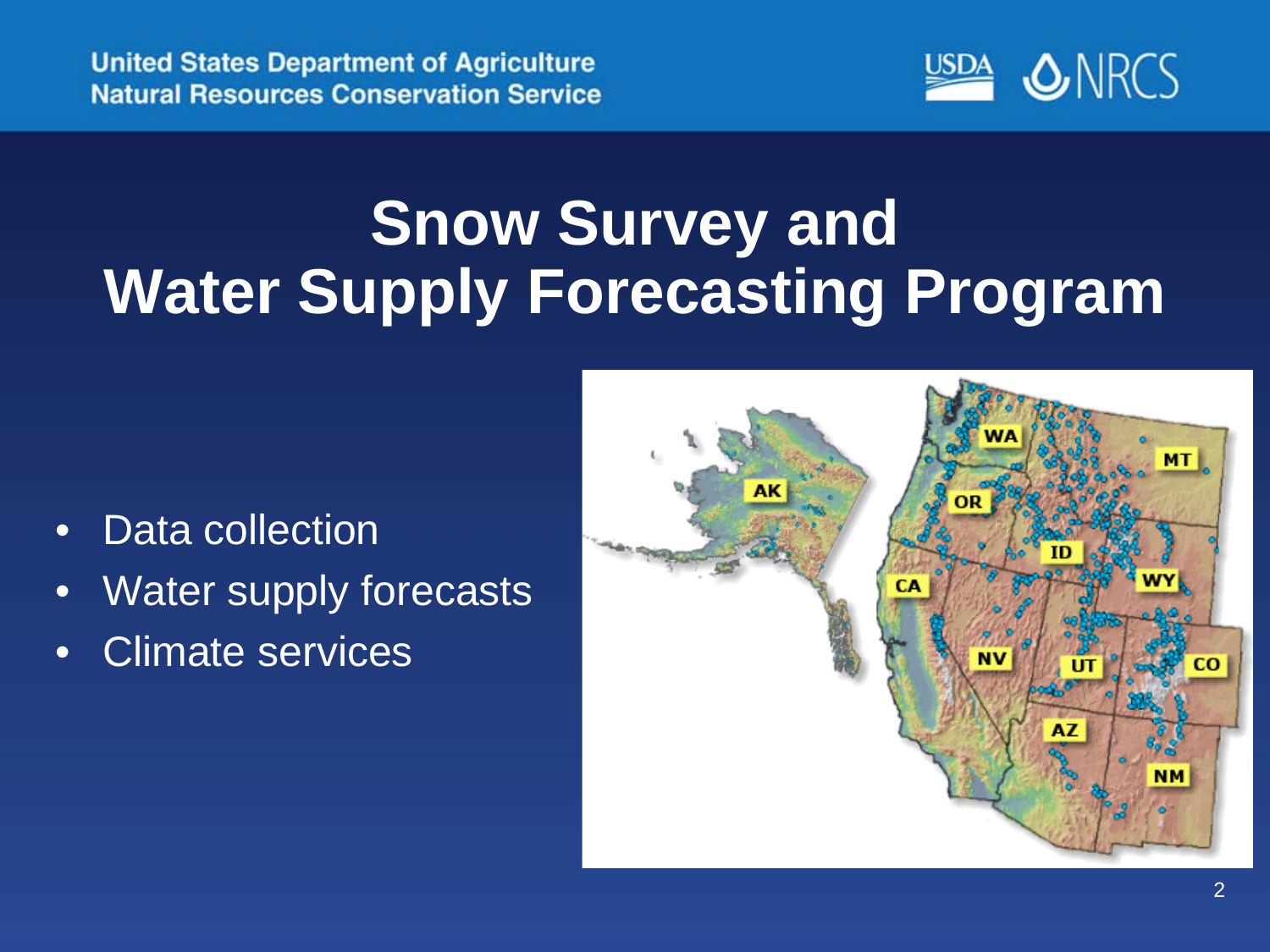# Snow Survey and Water Supply Forecasting Program

- Data collection
- Water supply forecasts
- Climate services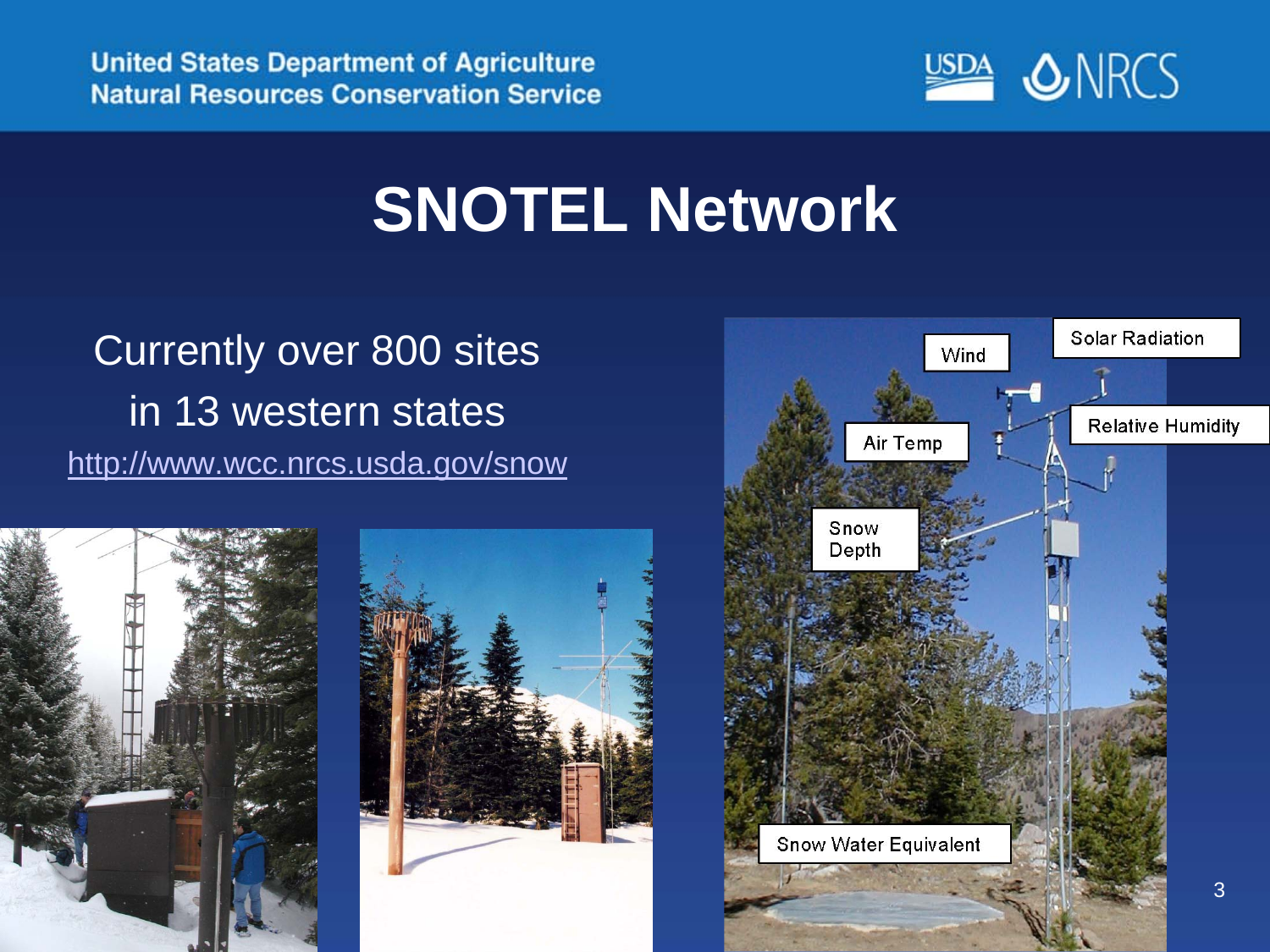# SNOTEL Network

Currently over 800 sites
in 13 western states
http://www.wcc.nrcs.usda.gov/snow

Wind

Solar Radiation

Relative Humidity

Air Temp

Snow Depth

Snow Water Equivalent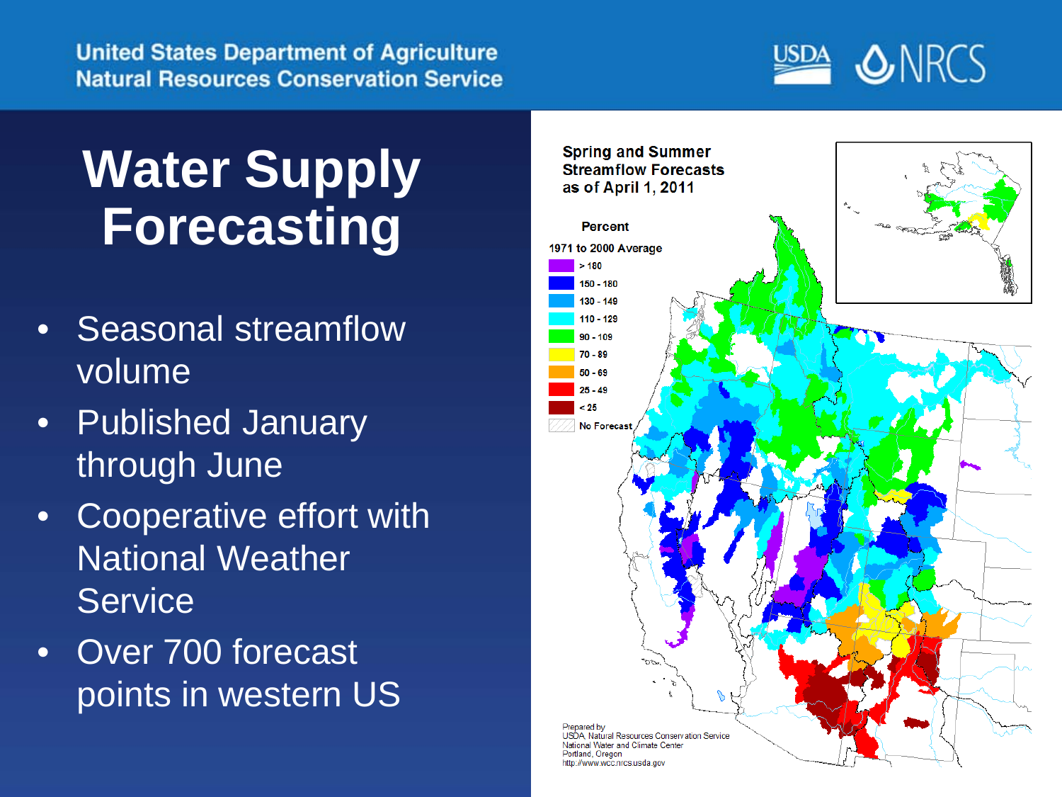# Water Supply Forecasting

- Seasonal streamflow volume
- Published January through June
- Cooperative effort with National Weather Service
- Over 700 forecast points in western US

**Spring and Summer Streamflow Forecasts as of April 1, 2011**

**Percent**

1971 to 2000 Average

- > 180
- 150 - 180
- 130 - 149
- 110 - 129
- 90 - 109
- 70 - 89
- 50 - 69
- 25 - 49
- < 25
- No Forecast

Prepared by
USDA Natural Resources Conservation Service
National Water and Climate Center
Portland, Oregon
http://www.wcc.nrcs.usda.gov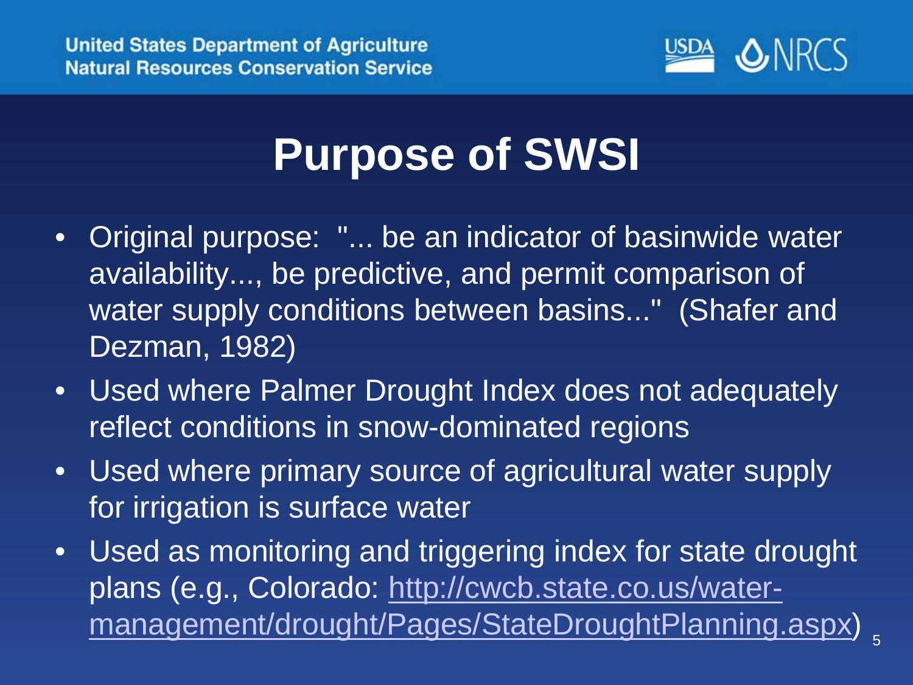# Purpose of SWSI

- Original purpose: "... be an indicator of basinwide water availability..., be predictive, and permit comparison of water supply conditions between basins..." (Shafer and Dezman, 1982)
- Used where Palmer Drought Index does not adequately reflect conditions in snow-dominated regions
- Used where primary source of agricultural water supply for irrigation is surface water
- Used as monitoring and triggering index for state drought plans (e.g., Colorado: [http://cwcb.state.co.us/water-management/drought/Pages/StateDroughtPlanning.aspx](http://cwcb.state.co.us/water-management/drought/Pages/StateDroughtPlanning.aspx))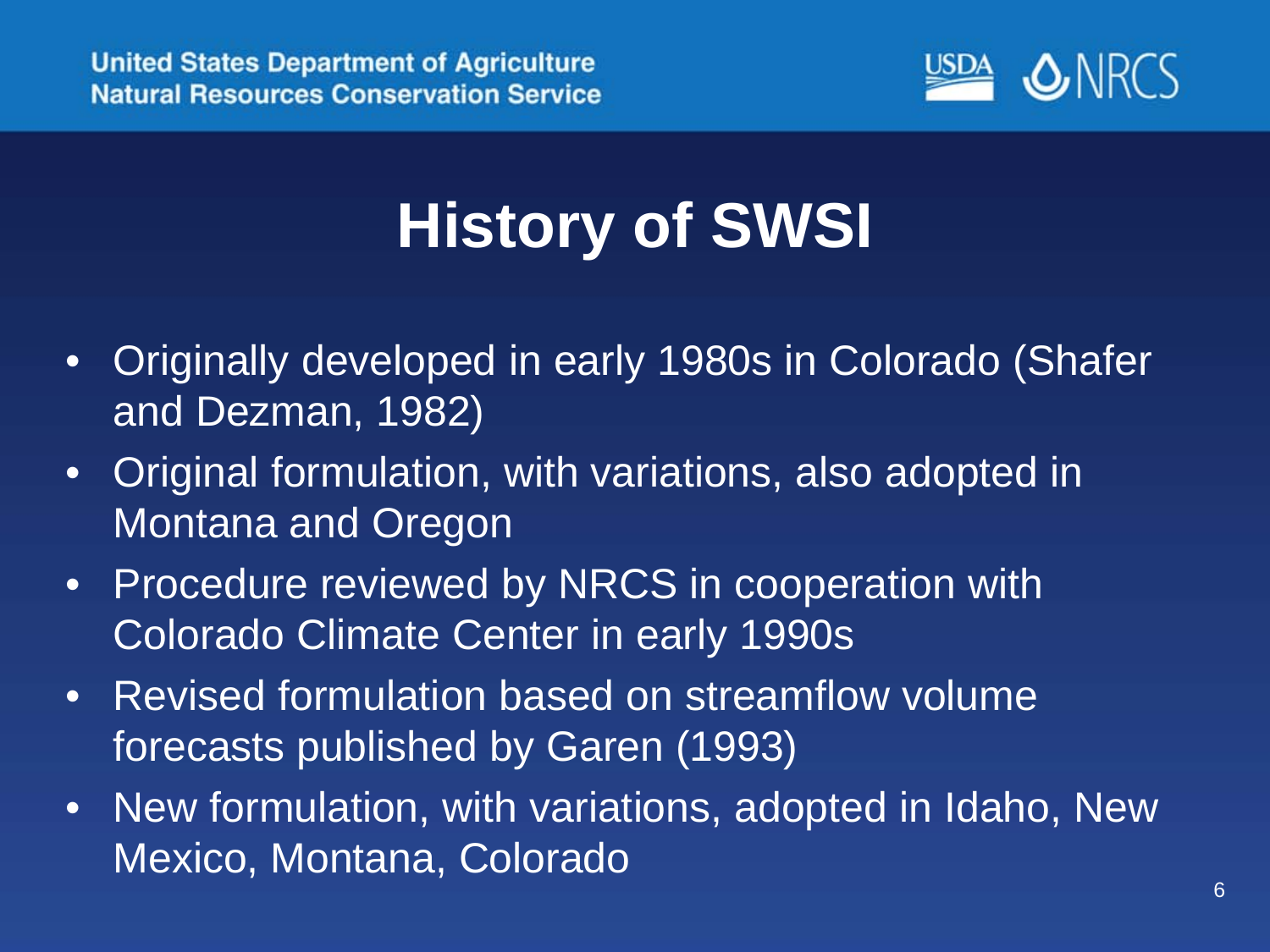# History of SWSI

- Originally developed in early 1980s in Colorado (Shafer and Dezman, 1982)
- Original formulation, with variations, also adopted in Montana and Oregon
- Procedure reviewed by NRCS in cooperation with Colorado Climate Center in early 1990s
- Revised formulation based on streamflow volume forecasts published by Garen (1993)
- New formulation, with variations, adopted in Idaho, New Mexico, Montana, Colorado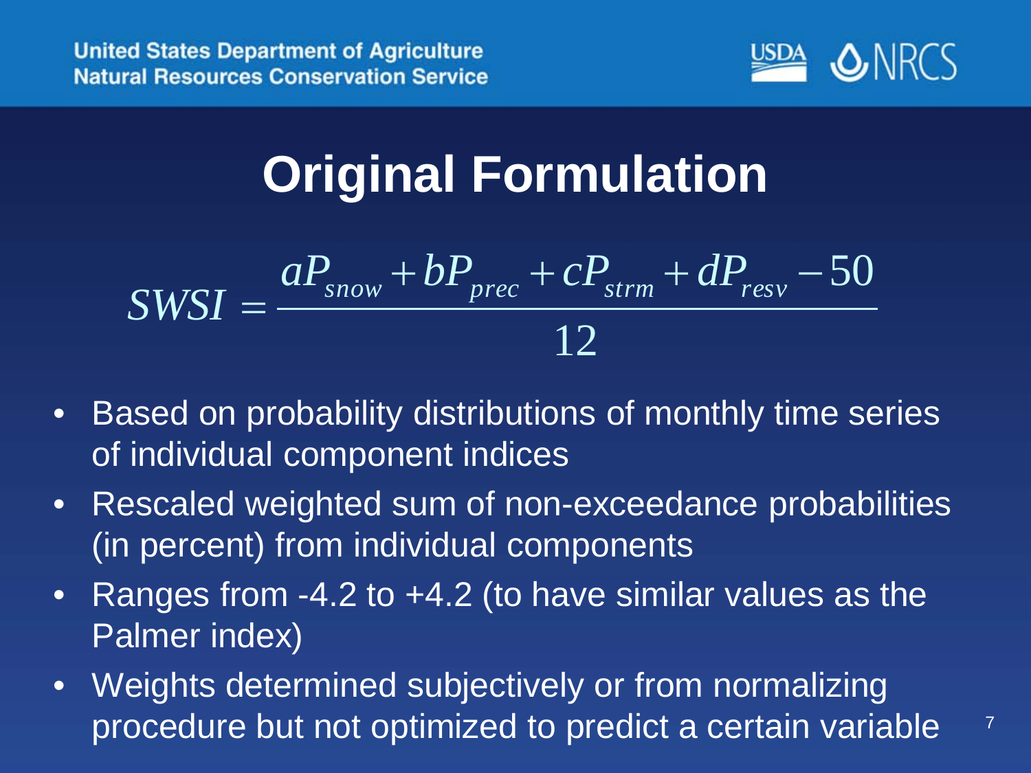# Original Formulation

$$SWSI = \frac{aP_{snow} + bP_{prec} + cP_{strm} + dP_{resv} - 50}{12}$$

- Based on probability distributions of monthly time series of individual component indices
- Rescaled weighted sum of non-exceedance probabilities (in percent) from individual components
- Ranges from -4.2 to +4.2 (to have similar values as the Palmer index)
- Weights determined subjectively or from normalizing procedure but not optimized to predict a certain variable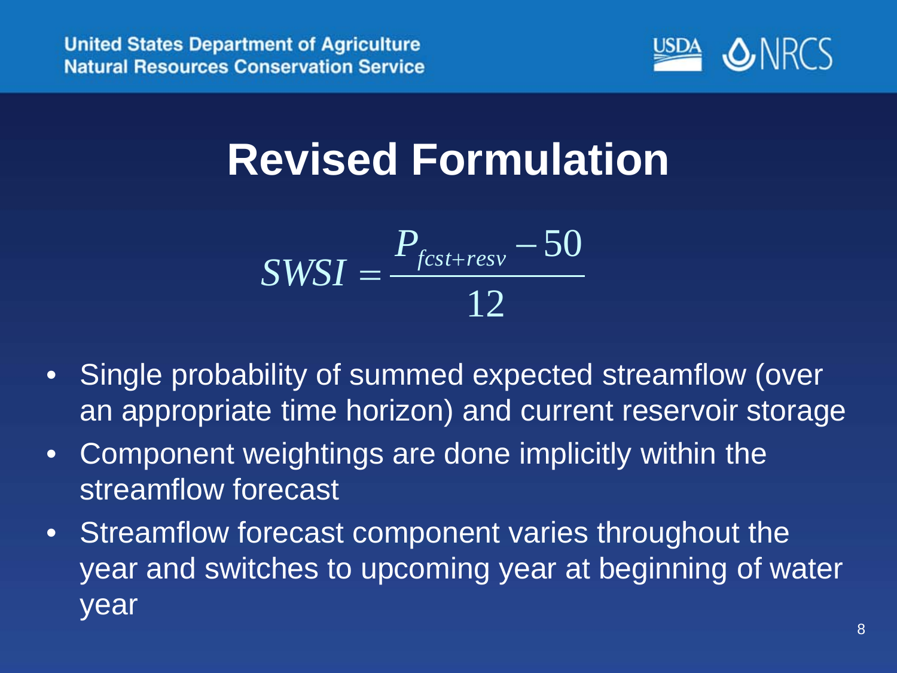# Revised Formulation

$$SWSI = \frac{P_{fcst+resv} - 50}{12}$$

- Single probability of summed expected streamflow (over an appropriate time horizon) and current reservoir storage
- Component weightings are done implicitly within the streamflow forecast
- Streamflow forecast component varies throughout the year and switches to upcoming year at beginning of water year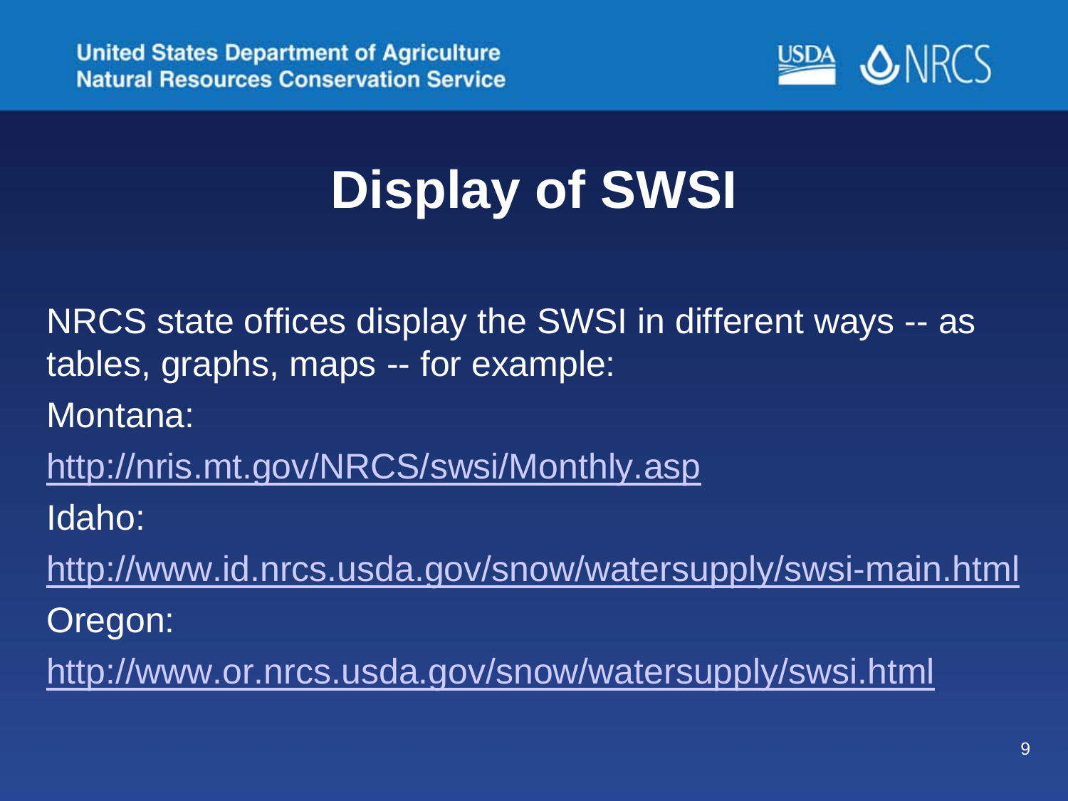# Display of SWSI

NRCS state offices display the SWSI in different ways -- as tables, graphs, maps -- for example:

Montana:

http://nris.mt.gov/NRCS/swsi/Monthly.asp

Idaho:

http://www.id.nrcs.usda.gov/snow/watersupply/swsi-main.html

Oregon:

http://www.or.nrcs.usda.gov/snow/watersupply/swsi.html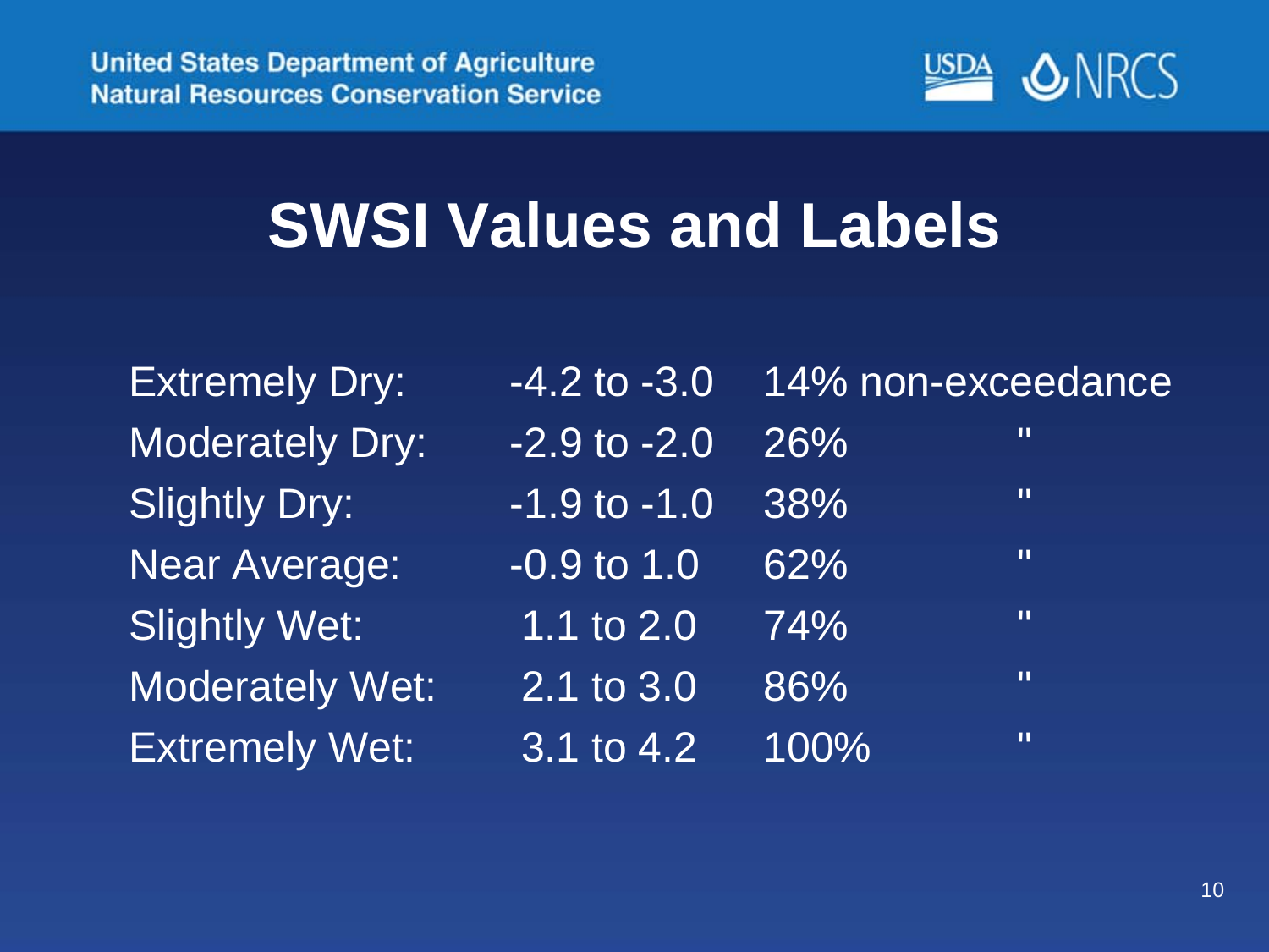# SWSI Values and Labels

| | | |
|---|---|---|
| Extremely Dry: | -4.2 to -3.0 | 14% non-exceedance |
| Moderately Dry: | -2.9 to -2.0 | 26% " |
| Slightly Dry: | -1.9 to -1.0 | 38% " |
| Near Average: | -0.9 to 1.0 | 62% " |
| Slightly Wet: | 1.1 to 2.0 | 74% " |
| Moderately Wet: | 2.1 to 3.0 | 86% " |
| Extremely Wet: | 3.1 to 4.2 | 100% " |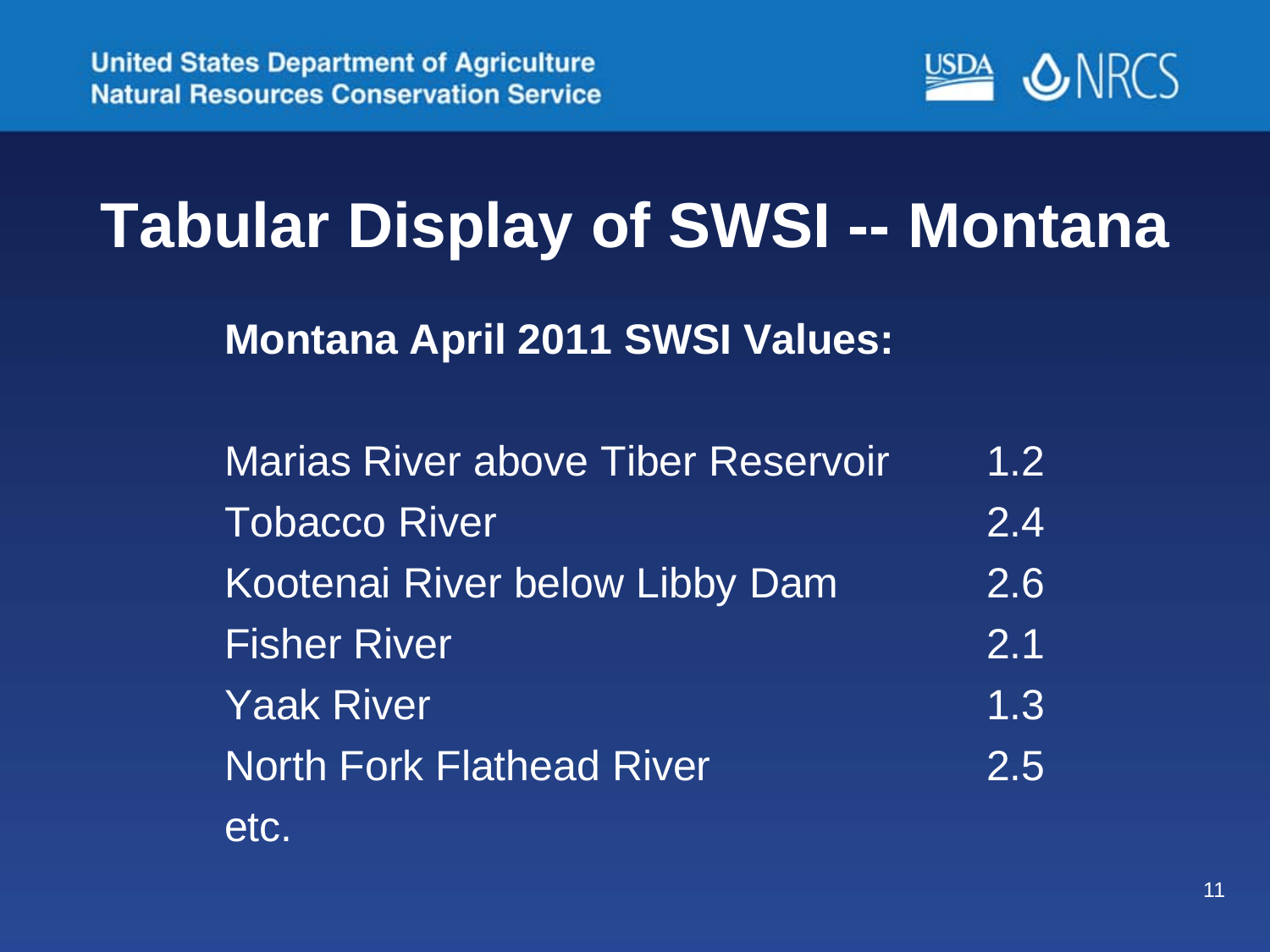# Tabular Display of SWSI -- Montana

**Montana April 2011 SWSI Values:**

| | |
|---|---|
| Marias River above Tiber Reservoir | 1.2 |
| Tobacco River | 2.4 |
| Kootenai River below Libby Dam | 2.6 |
| Fisher River | 2.1 |
| Yaak River | 1.3 |
| North Fork Flathead River | 2.5 |
| etc. | |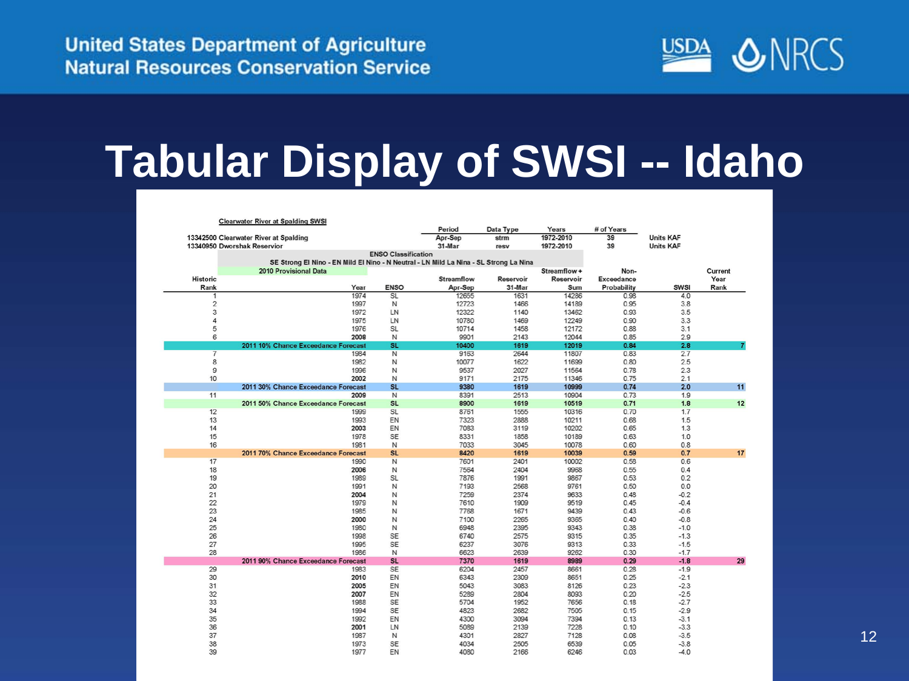# Tabular Display of SWSI -- Idaho

**Clearwater River at Spalding SWSI**

| | Period | Data Type | Years | # of Years | |
|---|---|---|---|---|---|
| 13342500 Clearwater River at Spalding | Apr-Sep | strm | 1972-2010 | 39 | Units KAF |
| 13340950 Dworshak Reservior | 31-Mar | resv | 1972-2010 | 39 | Units KAF |

**ENSO Classification**

SE Strong El Nino - EN Mild El Nino - N Neutral - LN Mild La Nina - SL Strong La Nina

2010 Provisional Data

| Historic Rank | Year | ENSO | Streamflow Apr-Sep | Reservoir 31-Mar | Streamflow + Reservoir Sum | Non-Exceedance Probability | SWSI | Current Year Rank |
|---|---|---|---|---|---|---|---|---|
| 1 | 1974 | SL | 12655 | 1631 | 14286 | 0.98 | 4.0 | |
| 2 | 1997 | N | 12723 | 1466 | 14189 | 0.95 | 3.8 | |
| 3 | 1972 | LN | 12322 | 1140 | 13462 | 0.93 | 3.5 | |
| 4 | 1975 | LN | 10780 | 1469 | 12249 | 0.90 | 3.3 | |
| 5 | 1976 | SL | 10714 | 1458 | 12172 | 0.88 | 3.1 | |
| 6 | 2008 | N | 9901 | 2143 | 12044 | 0.85 | 2.9 | |
| | 2011 10% Chance Exceedance Forecast | SL | 10400 | 1619 | 12019 | 0.84 | 2.8 | 7 |
| 7 | 1984 | N | 9163 | 2644 | 11807 | 0.83 | 2.7 | |
| 8 | 1982 | N | 10077 | 1622 | 11699 | 0.80 | 2.5 | |
| 9 | 1996 | N | 9537 | 2027 | 11564 | 0.78 | 2.3 | |
| 10 | 2002 | N | 9171 | 2175 | 11346 | 0.75 | 2.1 | |
| | 2011 30% Chance Exceedance Forecast | SL | 9380 | 1619 | 10999 | 0.74 | 2.0 | 11 |
| 11 | 2009 | N | 8391 | 2513 | 10904 | 0.73 | 1.9 | |
| | 2011 50% Chance Exceedance Forecast | SL | 8900 | 1619 | 10519 | 0.71 | 1.8 | 12 |
| 12 | 1999 | SL | 8761 | 1555 | 10316 | 0.70 | 1.7 | |
| 13 | 1993 | EN | 7323 | 2888 | 10211 | 0.68 | 1.5 | |
| 14 | 2003 | EN | 7083 | 3119 | 10202 | 0.65 | 1.3 | |
| 15 | 1978 | SE | 8331 | 1858 | 10189 | 0.63 | 1.0 | |
| 16 | 1981 | N | 7033 | 3045 | 10078 | 0.60 | 0.8 | |
| | 2011 70% Chance Exceedance Forecast | SL | 8420 | 1619 | 10039 | 0.59 | 0.7 | 17 |
| 17 | 1990 | N | 7601 | 2401 | 10002 | 0.58 | 0.6 | |
| 18 | 2006 | N | 7564 | 2404 | 9968 | 0.55 | 0.4 | |
| 19 | 1989 | SL | 7876 | 1991 | 9867 | 0.53 | 0.2 | |
| 20 | 1991 | N | 7193 | 2568 | 9761 | 0.50 | 0.0 | |
| 21 | 2004 | N | 7259 | 2374 | 9633 | 0.48 | -0.2 | |
| 22 | 1979 | N | 7610 | 1909 | 9519 | 0.45 | -0.4 | |
| 23 | 1985 | N | 7768 | 1671 | 9439 | 0.43 | -0.6 | |
| 24 | 2000 | N | 7100 | 2265 | 9365 | 0.40 | -0.8 | |
| 25 | 1980 | N | 6948 | 2395 | 9343 | 0.38 | -1.0 | |
| 26 | 1998 | SE | 6740 | 2575 | 9315 | 0.35 | -1.3 | |
| 27 | 1995 | SE | 6237 | 3076 | 9313 | 0.33 | -1.5 | |
| 28 | 1986 | N | 6623 | 2639 | 9262 | 0.30 | -1.7 | |
| | 2011 90% Chance Exceedance Forecast | SL | 7370 | 1619 | 8989 | 0.29 | -1.8 | 29 |
| 29 | 1983 | SE | 6204 | 2457 | 8661 | 0.28 | -1.9 | |
| 30 | 2010 | EN | 6343 | 2309 | 8651 | 0.25 | -2.1 | |
| 31 | 2005 | EN | 5043 | 3083 | 8126 | 0.23 | -2.3 | |
| 32 | 2007 | EN | 5289 | 2804 | 8093 | 0.20 | -2.5 | |
| 33 | 1988 | SE | 5704 | 1952 | 7656 | 0.18 | -2.7 | |
| 34 | 1994 | SE | 4823 | 2682 | 7505 | 0.15 | -2.9 | |
| 35 | 1992 | EN | 4300 | 3094 | 7394 | 0.13 | -3.1 | |
| 36 | 2001 | LN | 5089 | 2139 | 7228 | 0.10 | -3.3 | |
| 37 | 1987 | N | 4301 | 2827 | 7128 | 0.08 | -3.5 | |
| 38 | 1973 | SE | 4034 | 2505 | 6539 | 0.05 | -3.8 | |
| 39 | 1977 | EN | 4080 | 2166 | 6246 | 0.03 | -4.0 | |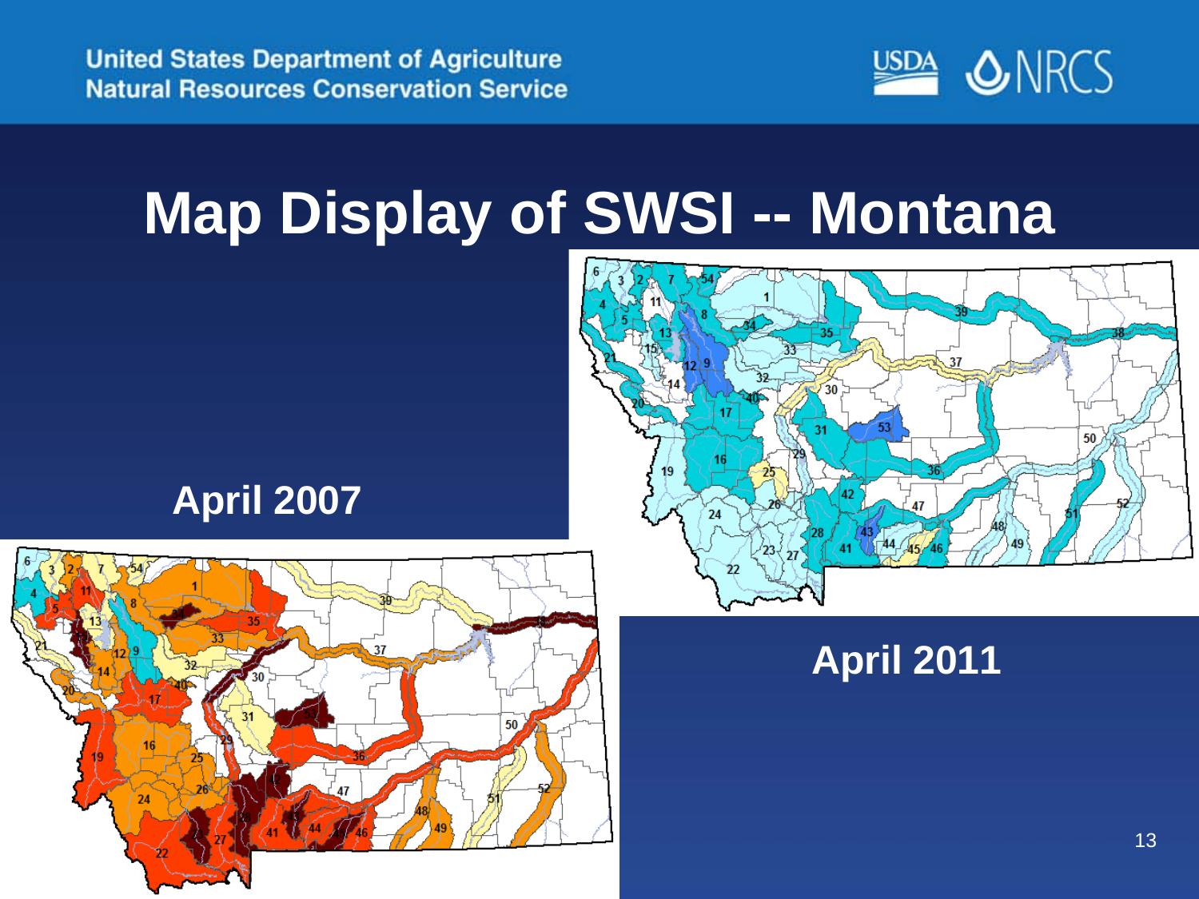# Map Display of SWSI -- Montana

**April 2007**

**April 2011**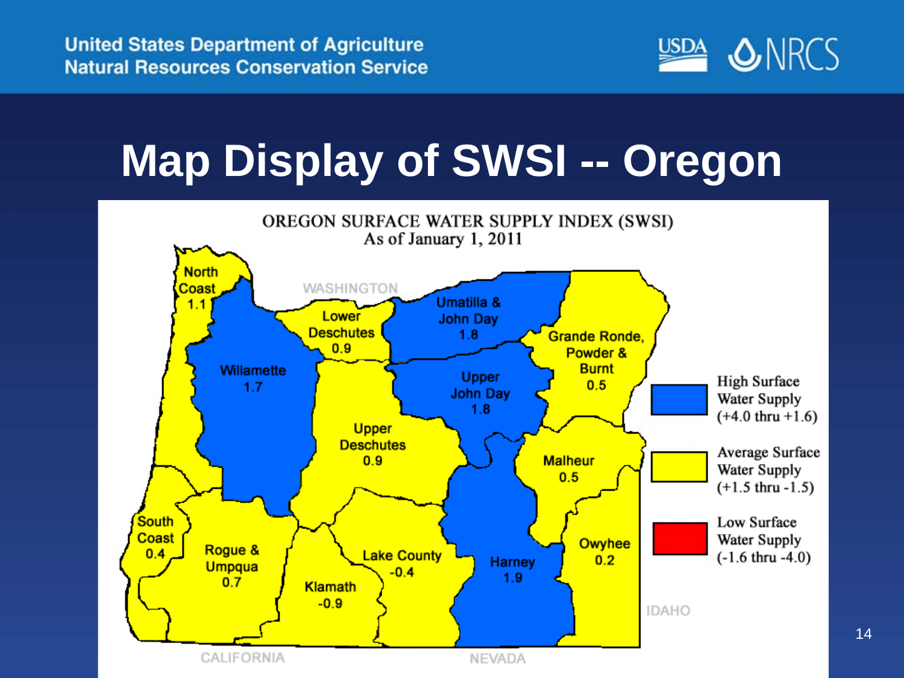# Map Display of SWSI -- Oregon

OREGON SURFACE WATER SUPPLY INDEX (SWSI)
As of January 1, 2011

| Basin | SWSI |
| --- | --- |
| North Coast | 1.1 |
| Willamette | 1.7 |
| Lower Deschutes | 0.9 |
| Umatilla & John Day | 1.8 |
| Grande Ronde, Powder & Burnt | 0.5 |
| Upper John Day | 1.8 |
| Upper Deschutes | 0.9 |
| Malheur | 0.5 |
| South Coast | 0.4 |
| Rogue & Umpqua | 0.7 |
| Klamath | -0.9 |
| Lake County | -0.4 |
| Harney | 1.9 |
| Owyhee | 0.2 |

WASHINGTON · IDAHO · CALIFORNIA · NEVADA

- High Surface Water Supply (+4.0 thru +1.6)
- Average Surface Water Supply (+1.5 thru -1.5)
- Low Surface Water Supply (-1.6 thru -4.0)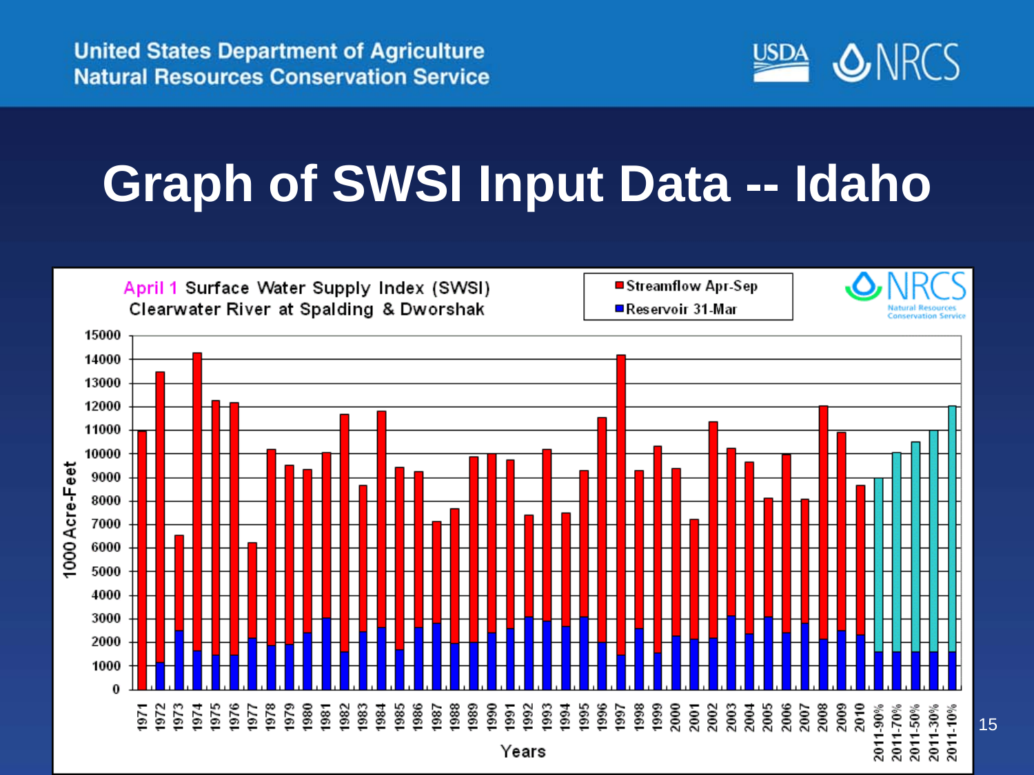United States Department of Agriculture
Natural Resources Conservation Service

# Graph of SWSI Input Data -- Idaho

April 1 Surface Water Supply Index (SWSI)
Clearwater River at Spalding & Dworshak

- Streamflow Apr-Sep
- Reservoir 31-Mar

1000 Acre-Feet

Years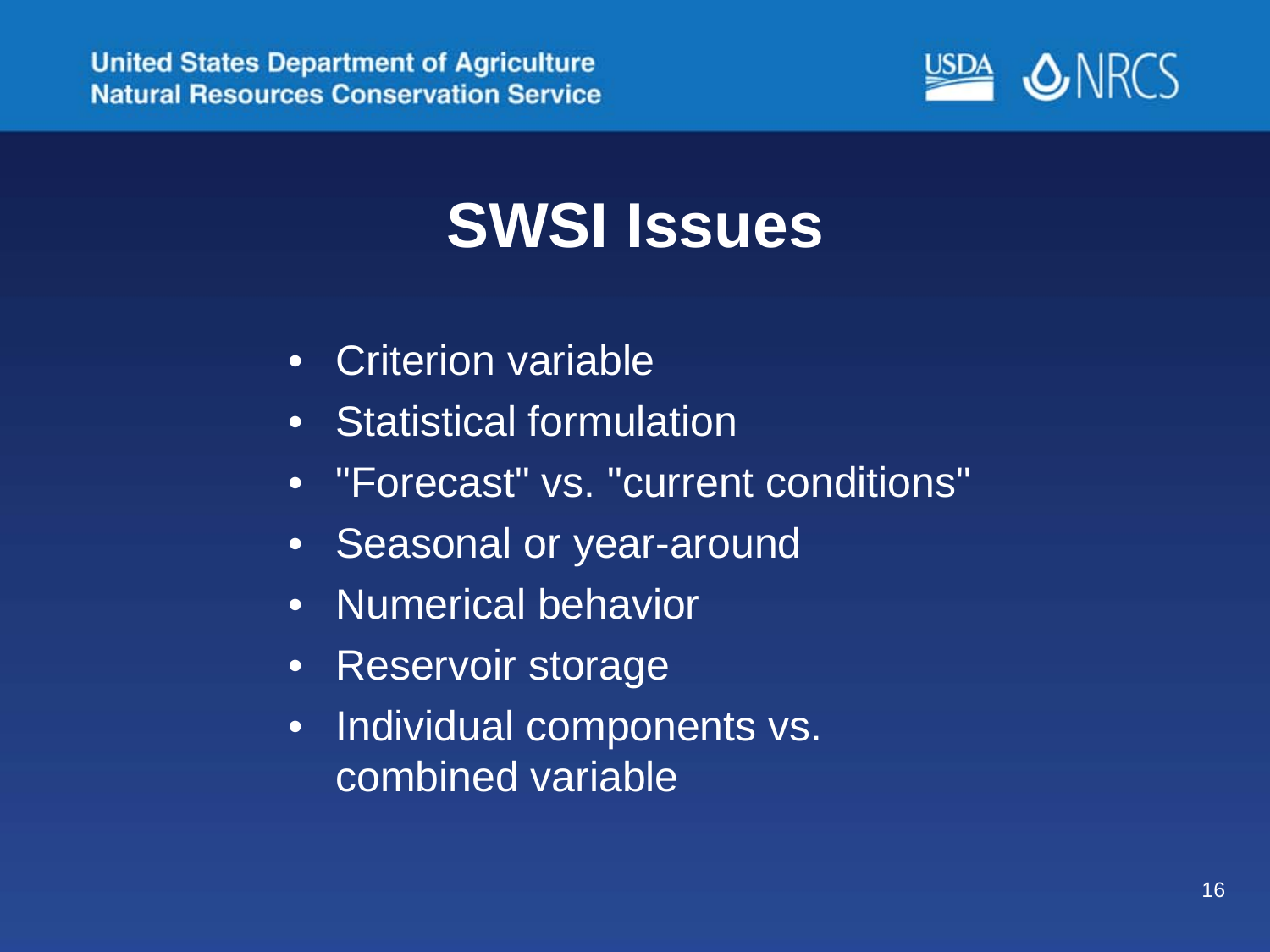# SWSI Issues

- Criterion variable
- Statistical formulation
- "Forecast" vs. "current conditions"
- Seasonal or year-around
- Numerical behavior
- Reservoir storage
- Individual components vs. combined variable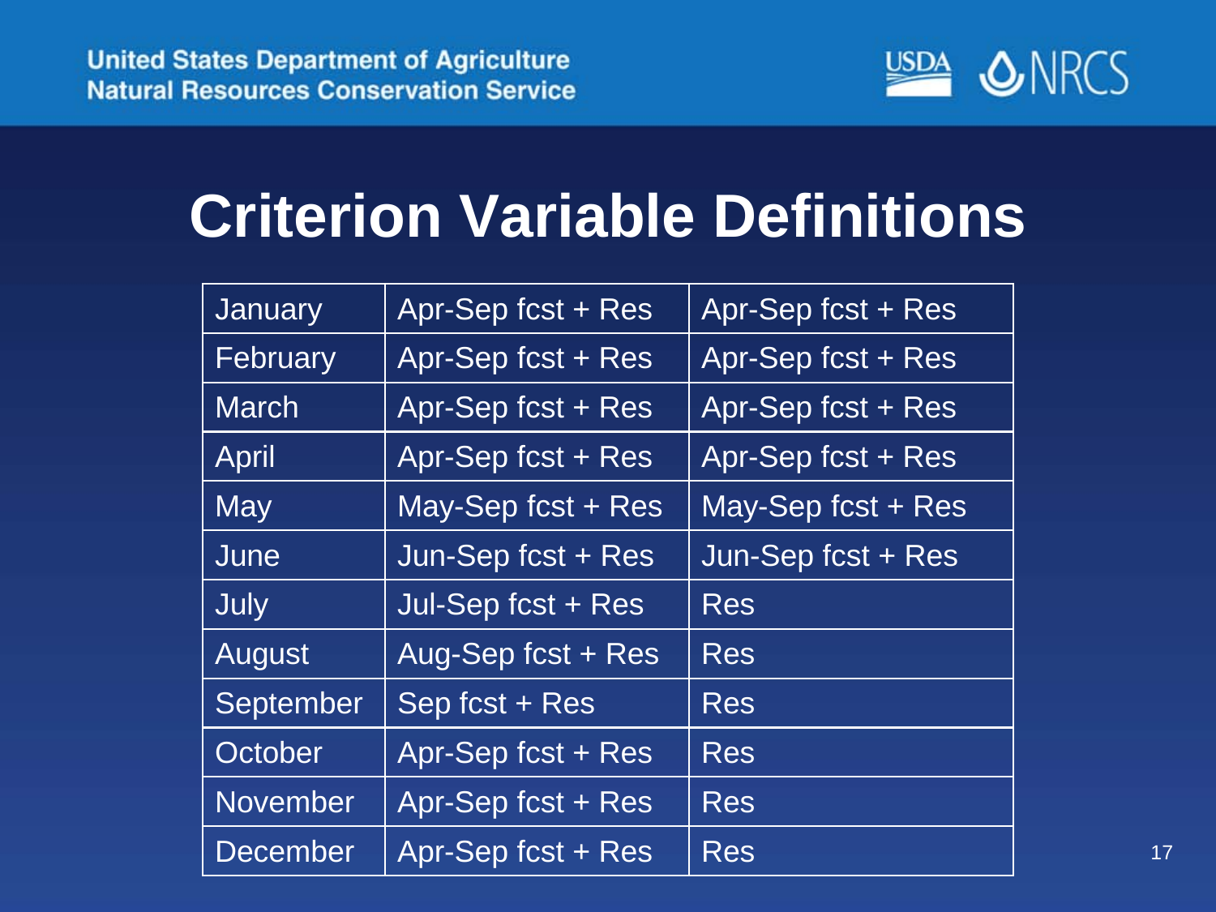# Criterion Variable Definitions

| January | Apr-Sep fcst + Res | Apr-Sep fcst + Res |
|---|---|---|
| February | Apr-Sep fcst + Res | Apr-Sep fcst + Res |
| March | Apr-Sep fcst + Res | Apr-Sep fcst + Res |
| April | Apr-Sep fcst + Res | Apr-Sep fcst + Res |
| May | May-Sep fcst + Res | May-Sep fcst + Res |
| June | Jun-Sep fcst + Res | Jun-Sep fcst + Res |
| July | Jul-Sep fcst + Res | Res |
| August | Aug-Sep fcst + Res | Res |
| September | Sep fcst + Res | Res |
| October | Apr-Sep fcst + Res | Res |
| November | Apr-Sep fcst + Res | Res |
| December | Apr-Sep fcst + Res | Res |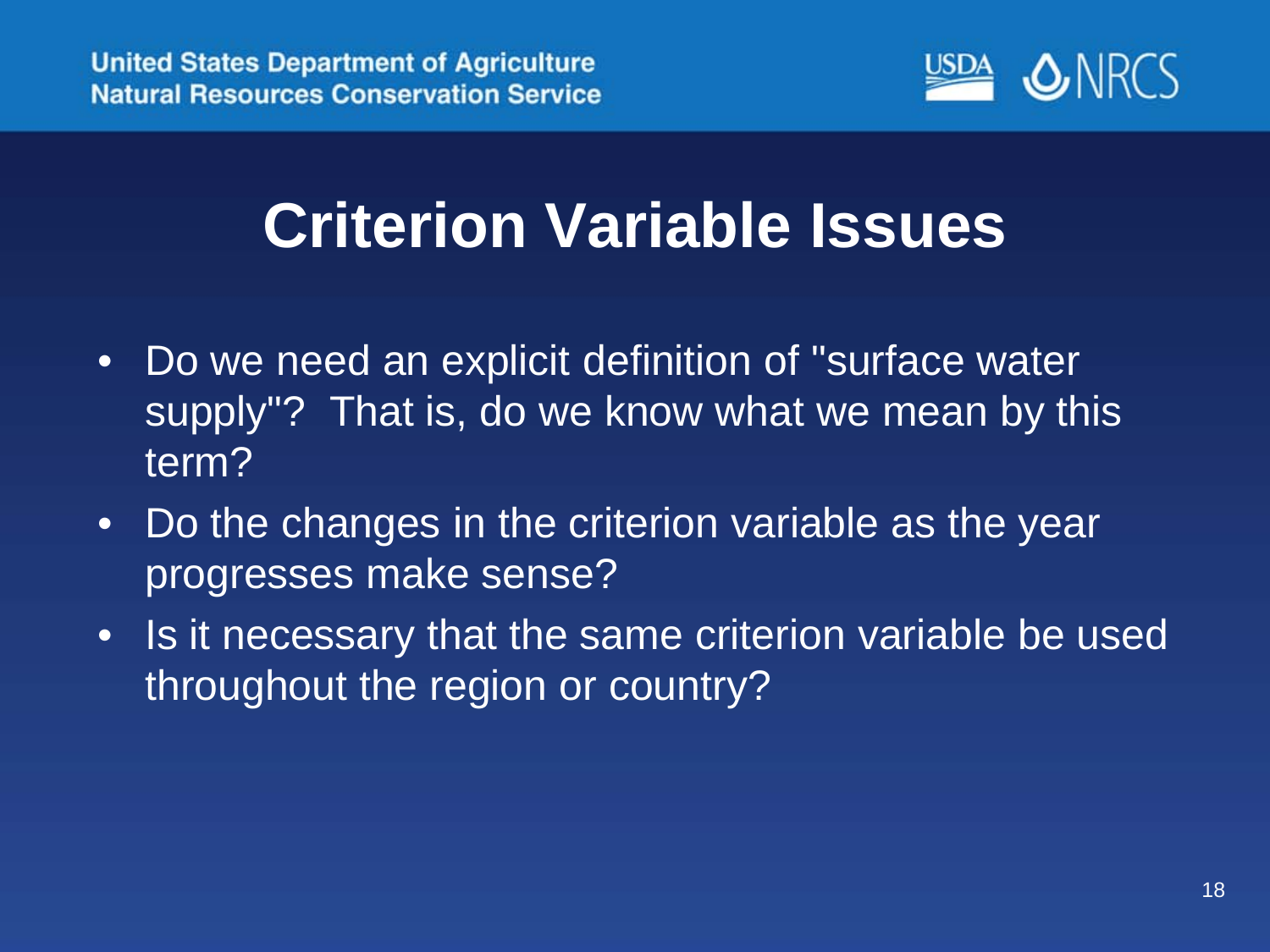# Criterion Variable Issues

- Do we need an explicit definition of "surface water supply"? That is, do we know what we mean by this term?
- Do the changes in the criterion variable as the year progresses make sense?
- Is it necessary that the same criterion variable be used throughout the region or country?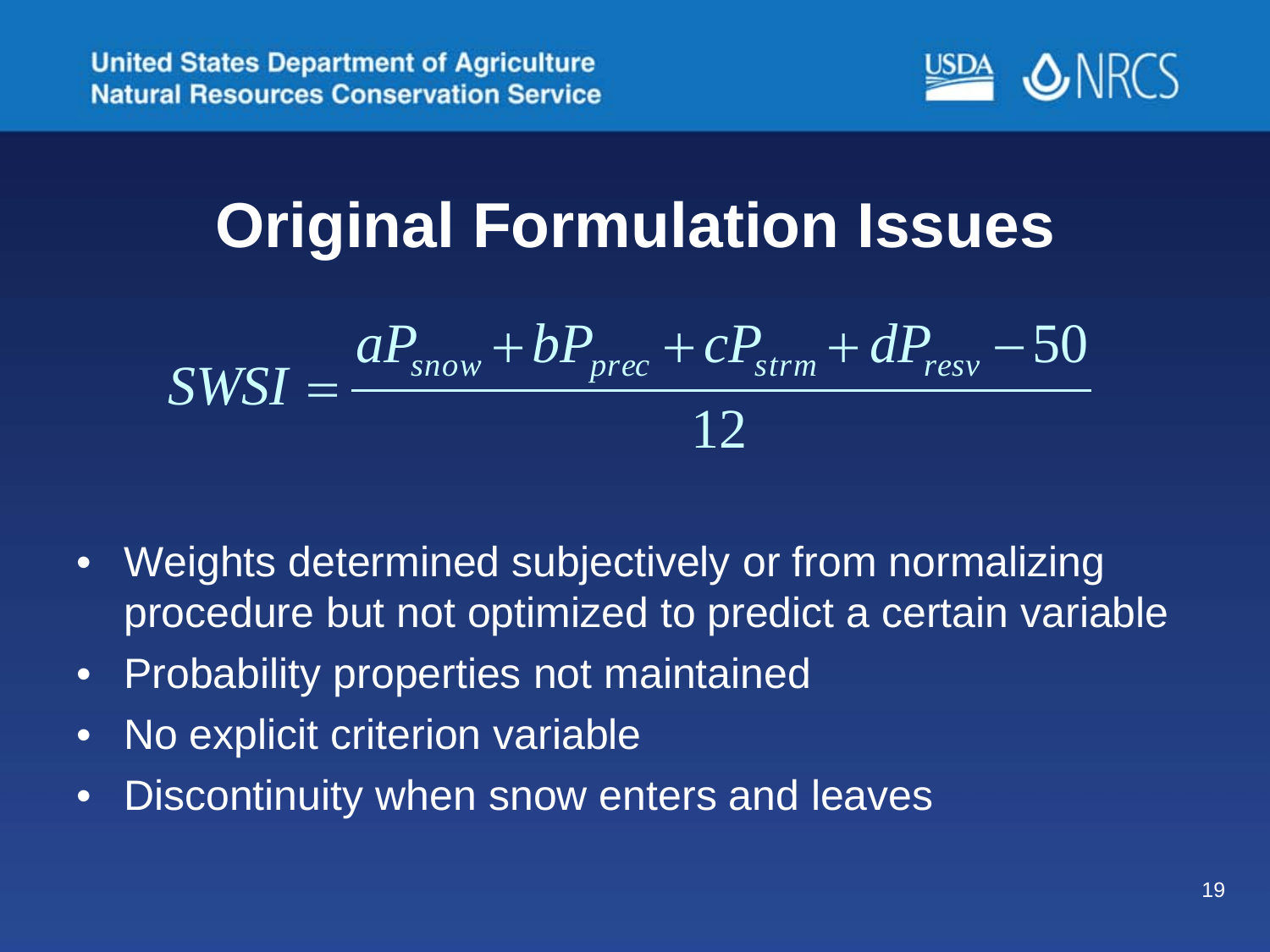# Original Formulation Issues

$$SWSI = \frac{aP_{snow} + bP_{prec} + cP_{strm} + dP_{resv} - 50}{12}$$

- Weights determined subjectively or from normalizing procedure but not optimized to predict a certain variable
- Probability properties not maintained
- No explicit criterion variable
- Discontinuity when snow enters and leaves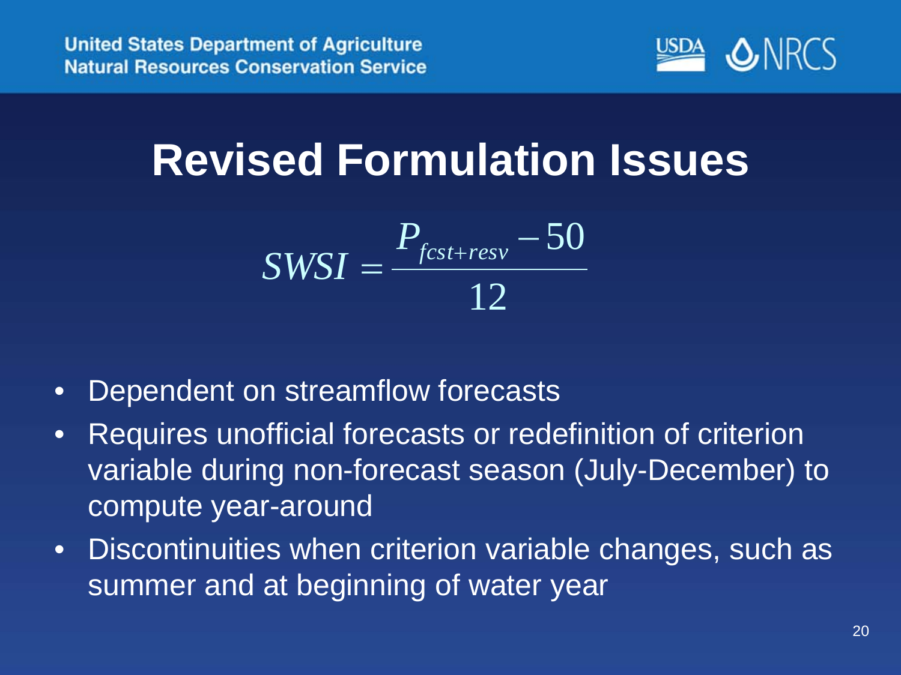# Revised Formulation Issues

$$SWSI = \frac{P_{fcst+resv} - 50}{12}$$

- Dependent on streamflow forecasts
- Requires unofficial forecasts or redefinition of criterion variable during non-forecast season (July-December) to compute year-around
- Discontinuities when criterion variable changes, such as summer and at beginning of water year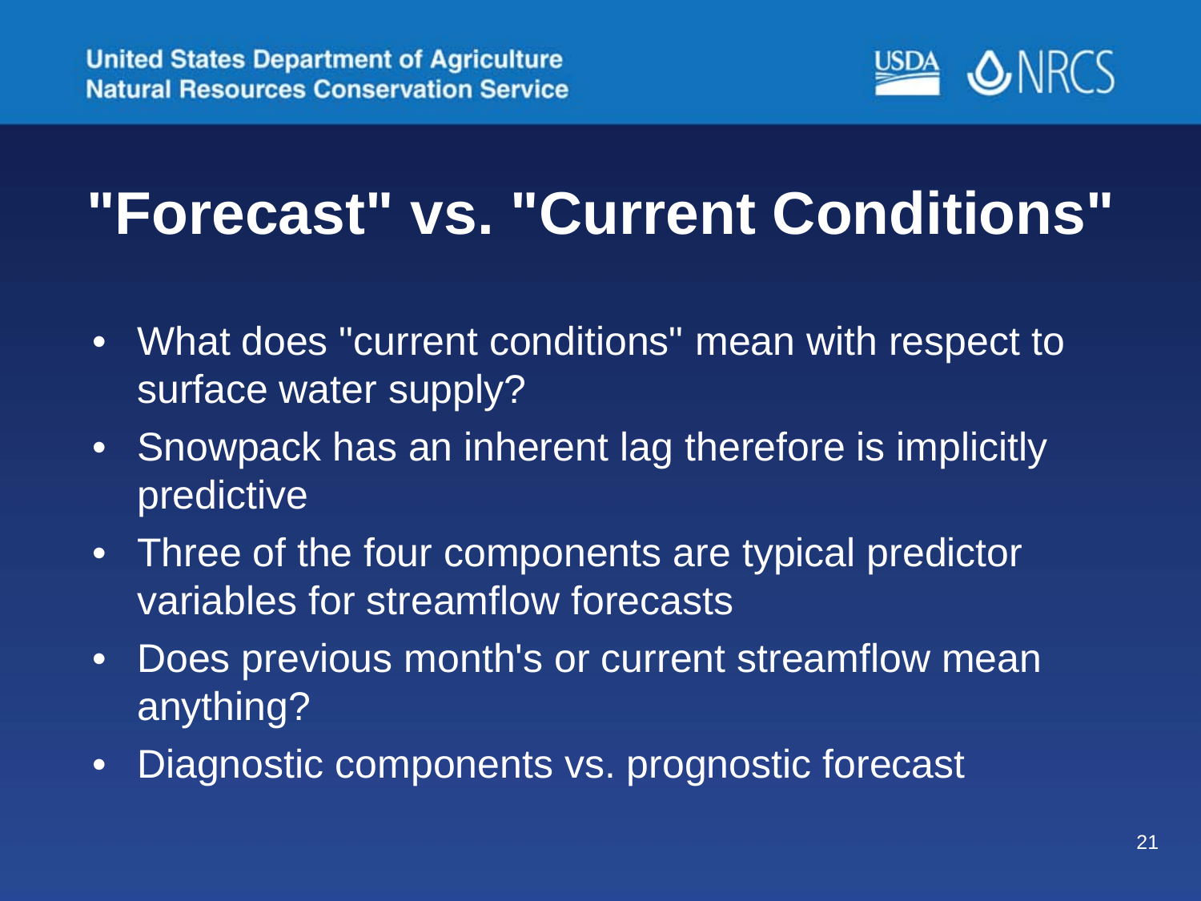# "Forecast" vs. "Current Conditions"

- What does "current conditions" mean with respect to surface water supply?
- Snowpack has an inherent lag therefore is implicitly predictive
- Three of the four components are typical predictor variables for streamflow forecasts
- Does previous month's or current streamflow mean anything?
- Diagnostic components vs. prognostic forecast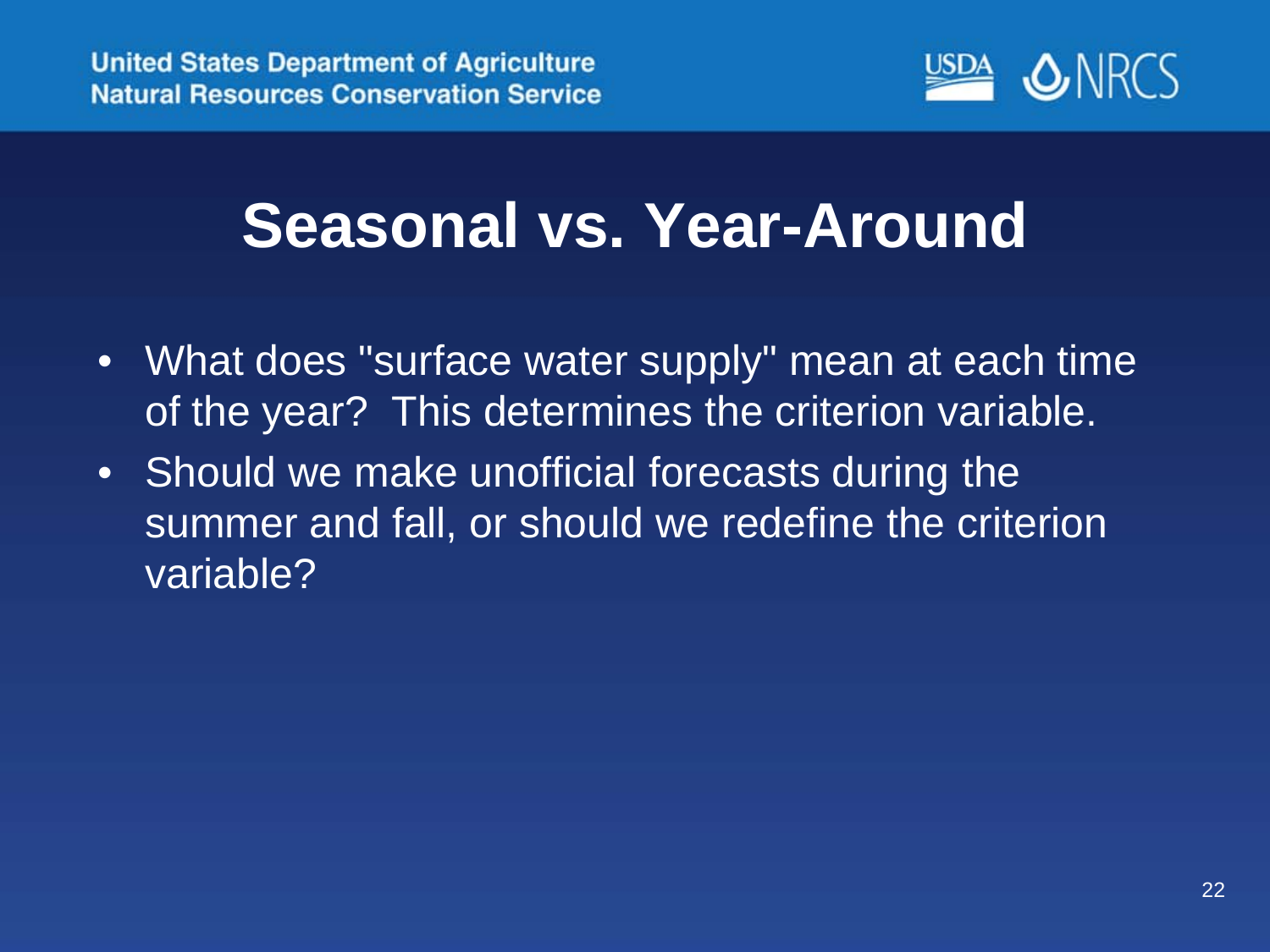# Seasonal vs. Year-Around

- What does "surface water supply" mean at each time of the year? This determines the criterion variable.
- Should we make unofficial forecasts during the summer and fall, or should we redefine the criterion variable?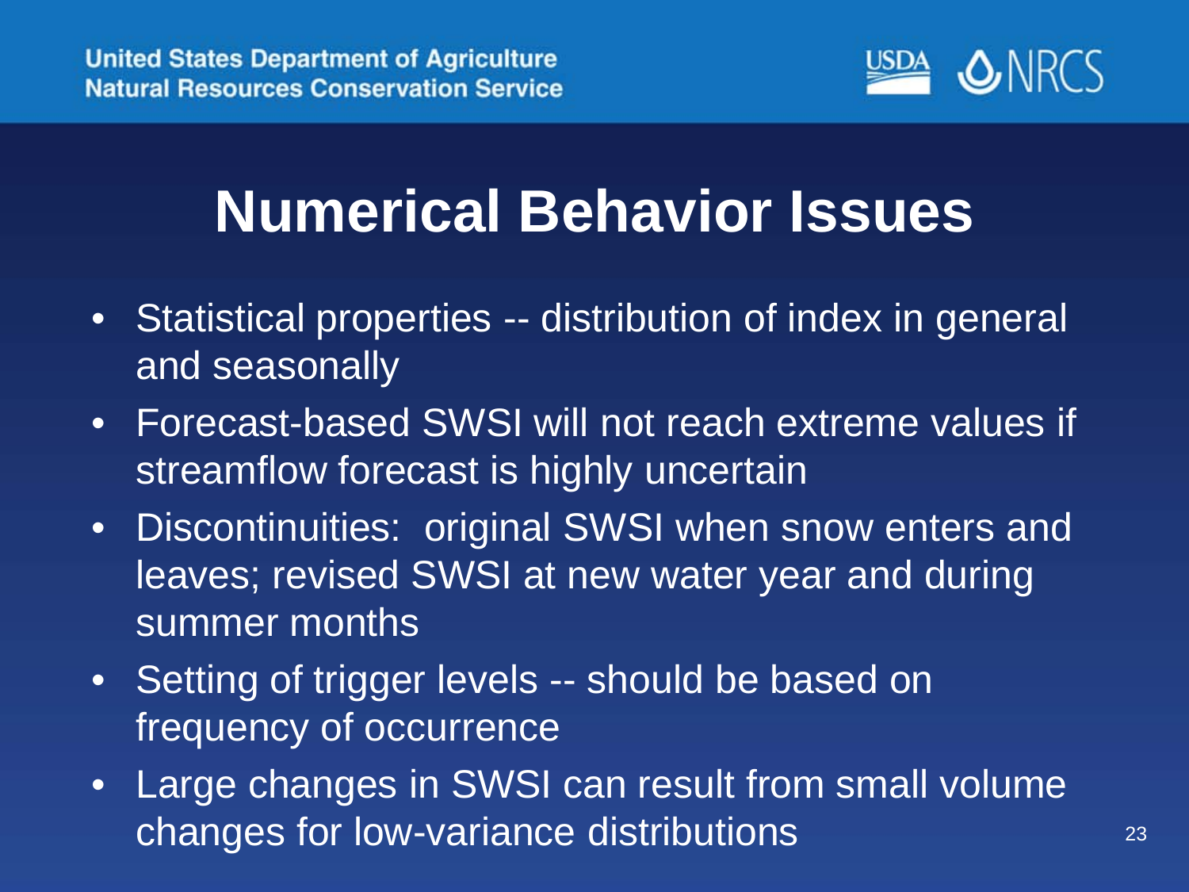# Numerical Behavior Issues

- Statistical properties -- distribution of index in general and seasonally
- Forecast-based SWSI will not reach extreme values if streamflow forecast is highly uncertain
- Discontinuities: original SWSI when snow enters and leaves; revised SWSI at new water year and during summer months
- Setting of trigger levels -- should be based on frequency of occurrence
- Large changes in SWSI can result from small volume changes for low-variance distributions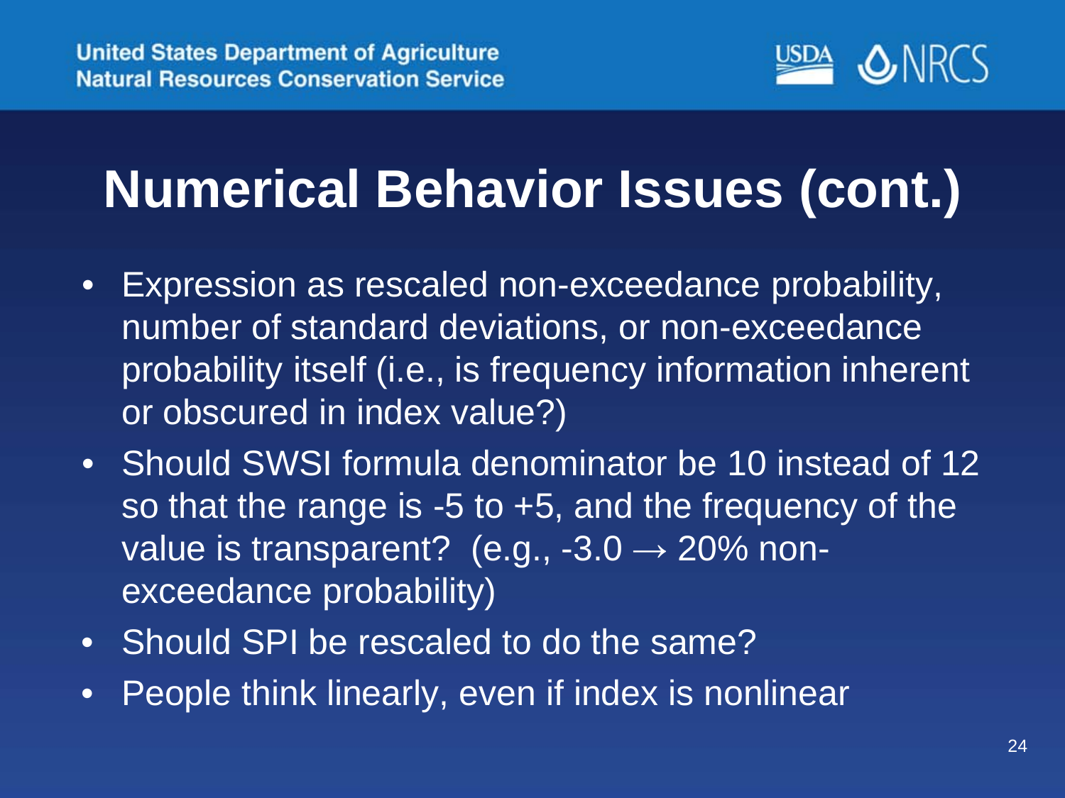# Numerical Behavior Issues (cont.)

- Expression as rescaled non-exceedance probability, number of standard deviations, or non-exceedance probability itself (i.e., is frequency information inherent or obscured in index value?)
- Should SWSI formula denominator be 10 instead of 12 so that the range is -5 to +5, and the frequency of the value is transparent? (e.g., -3.0 → 20% non-exceedance probability)
- Should SPI be rescaled to do the same?
- People think linearly, even if index is nonlinear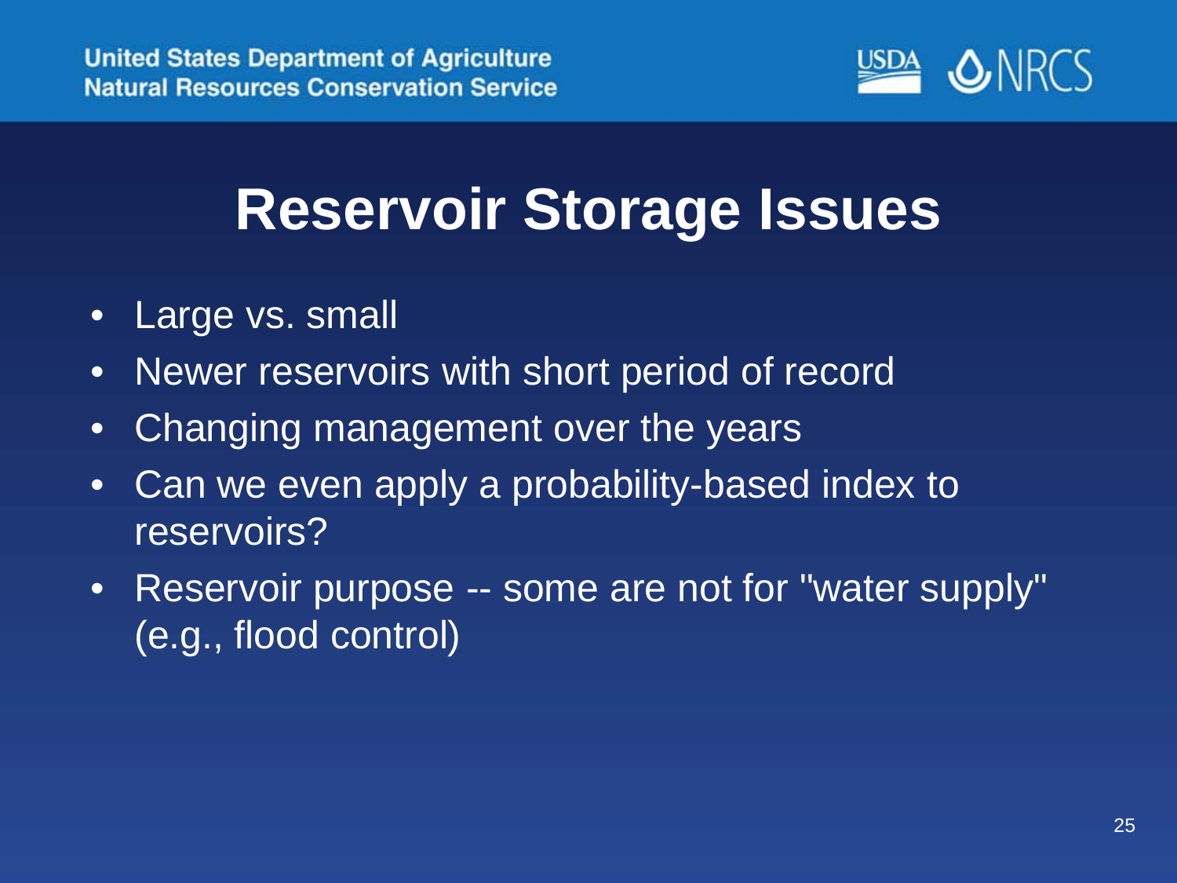# Reservoir Storage Issues

- Large vs. small
- Newer reservoirs with short period of record
- Changing management over the years
- Can we even apply a probability-based index to reservoirs?
- Reservoir purpose -- some are not for "water supply" (e.g., flood control)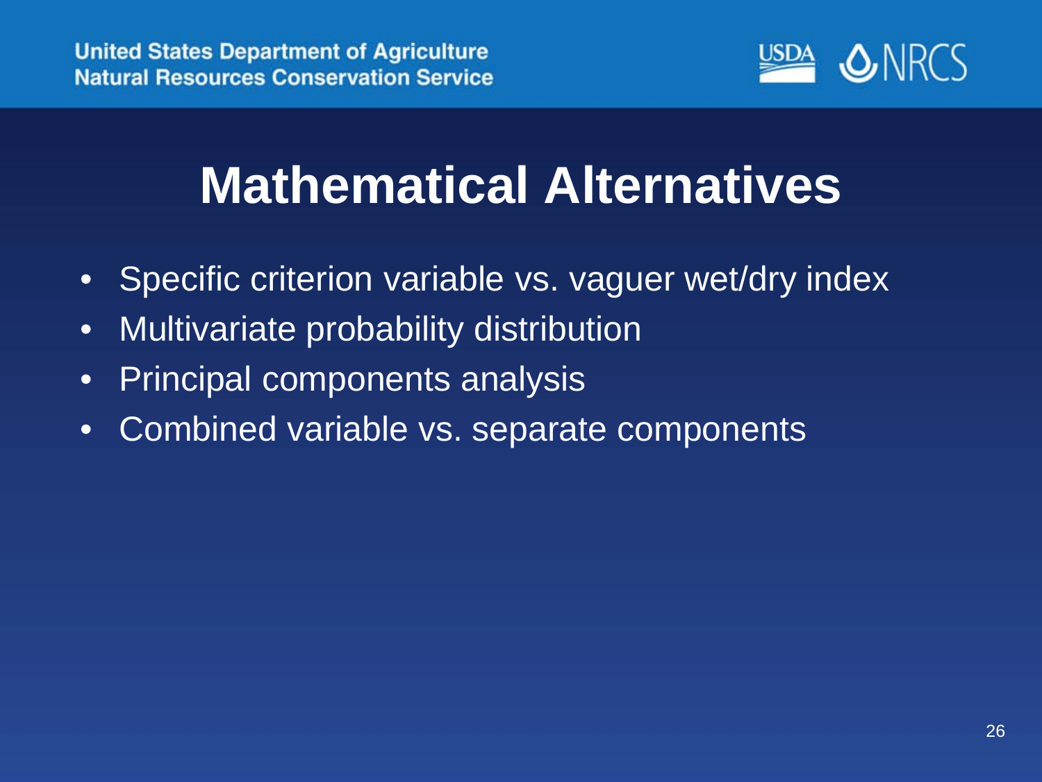# Mathematical Alternatives

- Specific criterion variable vs. vaguer wet/dry index
- Multivariate probability distribution
- Principal components analysis
- Combined variable vs. separate components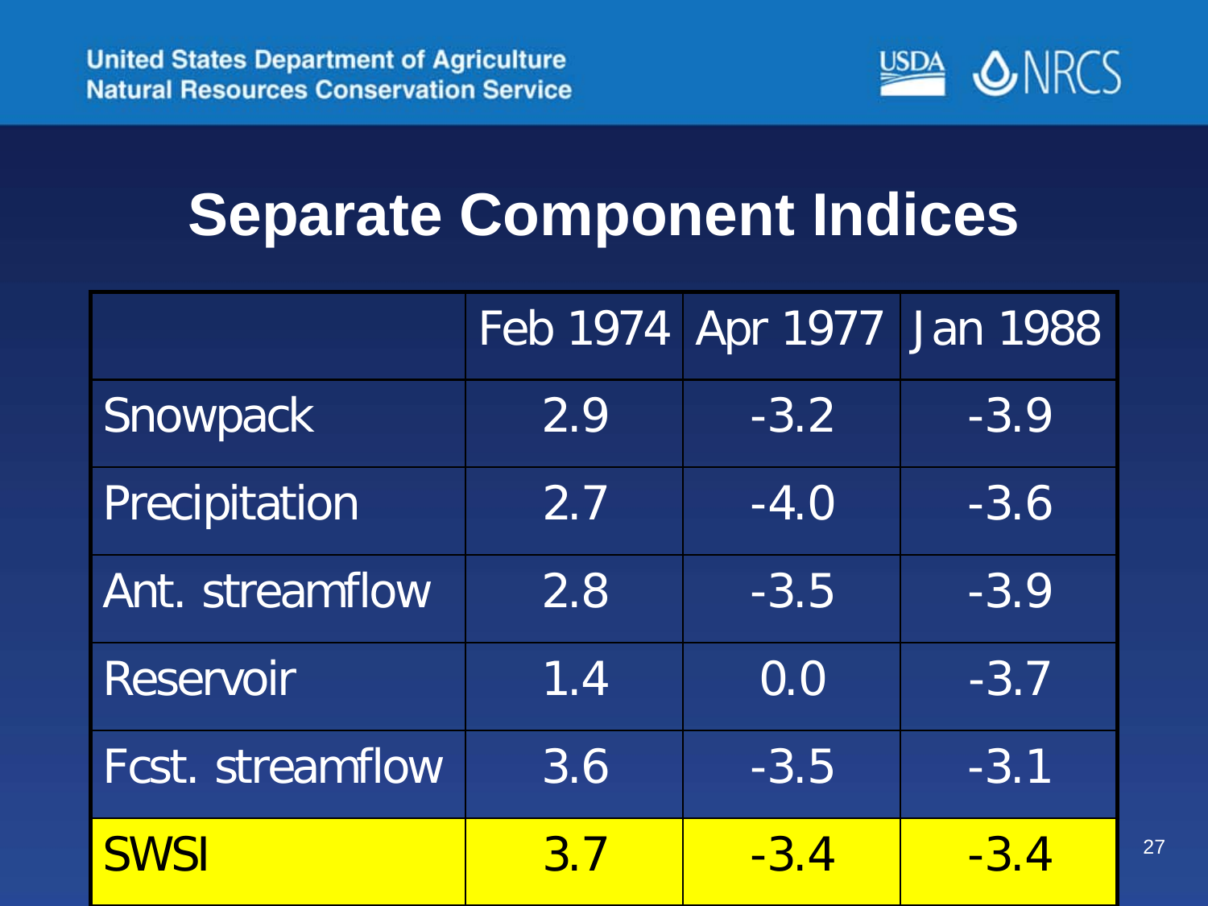# Separate Component Indices

| | Feb 1974 | Apr 1977 | Jan 1988 |
|---|---|---|---|
| Snowpack | 2.9 | -3.2 | -3.9 |
| Precipitation | 2.7 | -4.0 | -3.6 |
| Ant. streamflow | 2.8 | -3.5 | -3.9 |
| Reservoir | 1.4 | 0.0 | -3.7 |
| Fcst. streamflow | 3.6 | -3.5 | -3.1 |
| SWSI | 3.7 | -3.4 | -3.4 |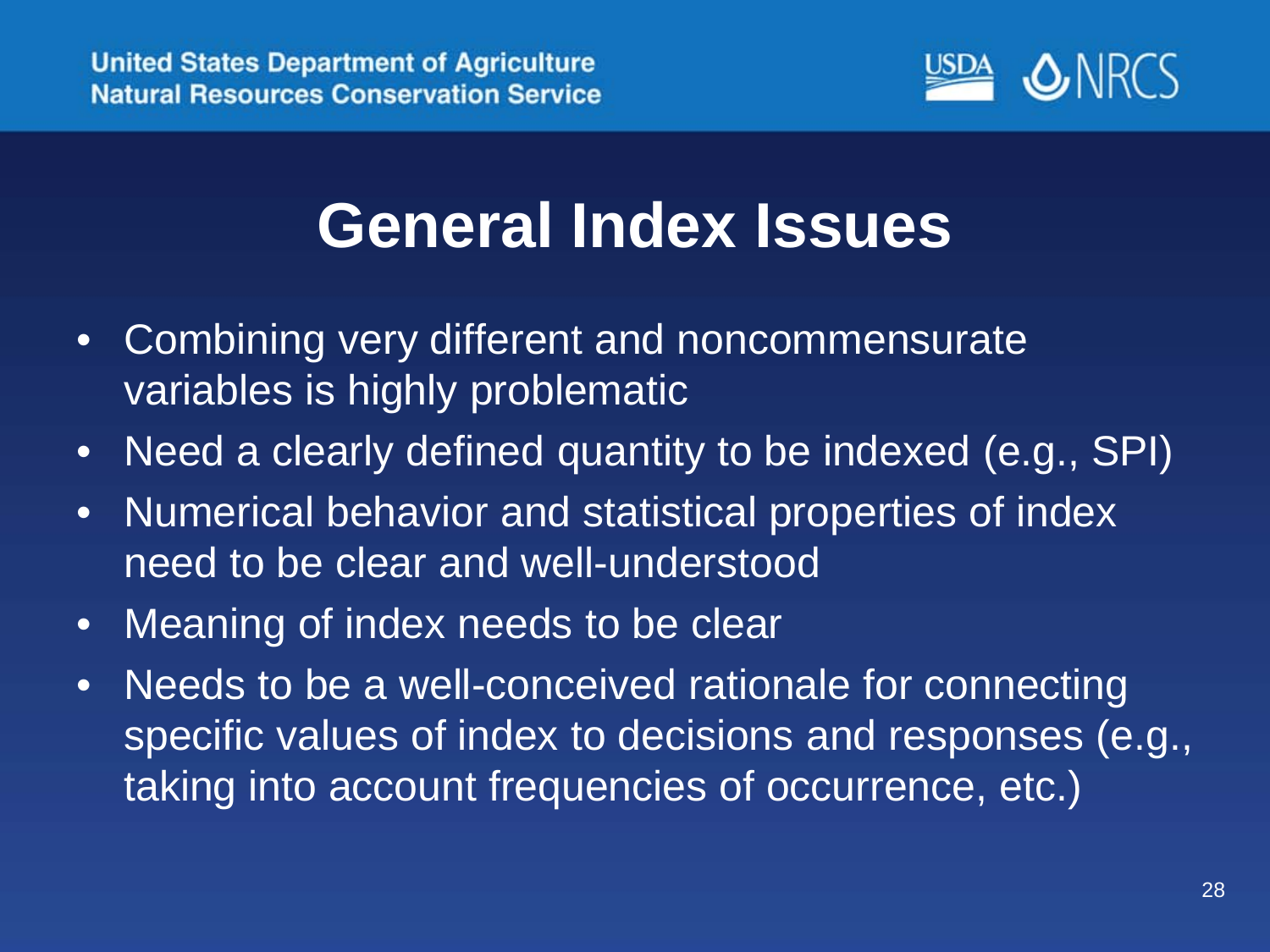# General Index Issues

- Combining very different and noncommensurate variables is highly problematic
- Need a clearly defined quantity to be indexed (e.g., SPI)
- Numerical behavior and statistical properties of index need to be clear and well-understood
- Meaning of index needs to be clear
- Needs to be a well-conceived rationale for connecting specific values of index to decisions and responses (e.g., taking into account frequencies of occurrence, etc.)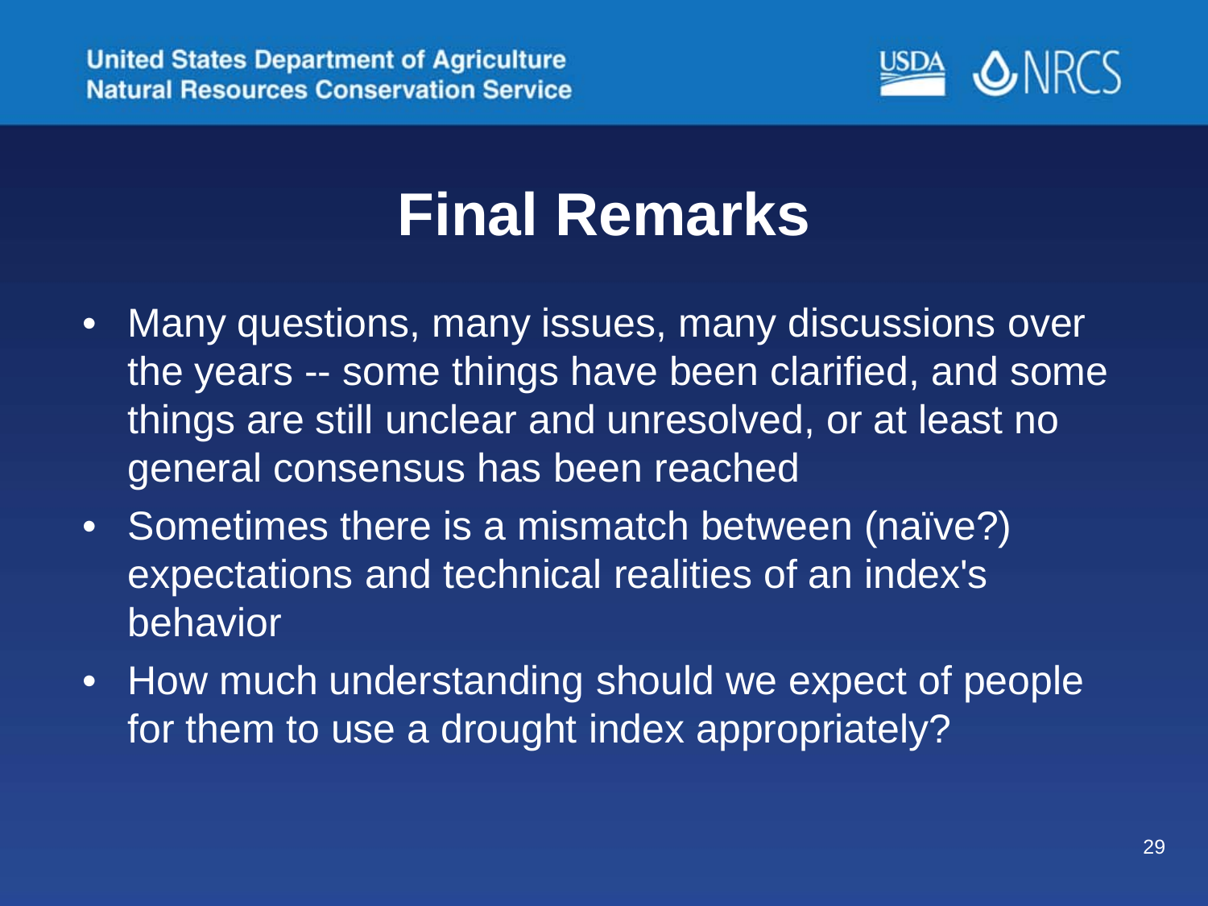# Final Remarks

- Many questions, many issues, many discussions over the years -- some things have been clarified, and some things are still unclear and unresolved, or at least no general consensus has been reached
- Sometimes there is a mismatch between (naïve?) expectations and technical realities of an index's behavior
- How much understanding should we expect of people for them to use a drought index appropriately?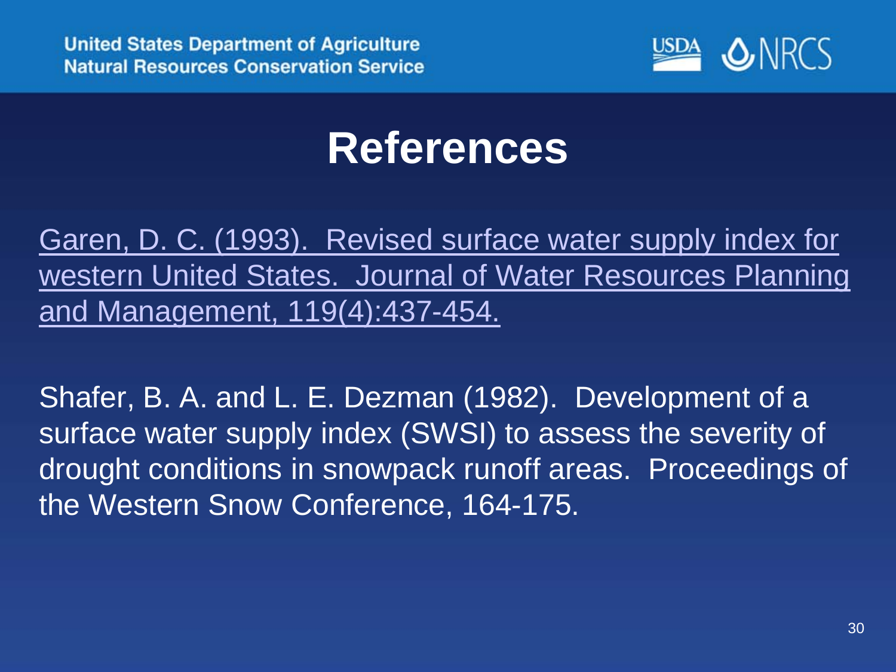# References

Garen, D. C. (1993). Revised surface water supply index for western United States. Journal of Water Resources Planning and Management, 119(4):437-454.

Shafer, B. A. and L. E. Dezman (1982). Development of a surface water supply index (SWSI) to assess the severity of drought conditions in snowpack runoff areas. Proceedings of the Western Snow Conference, 164-175.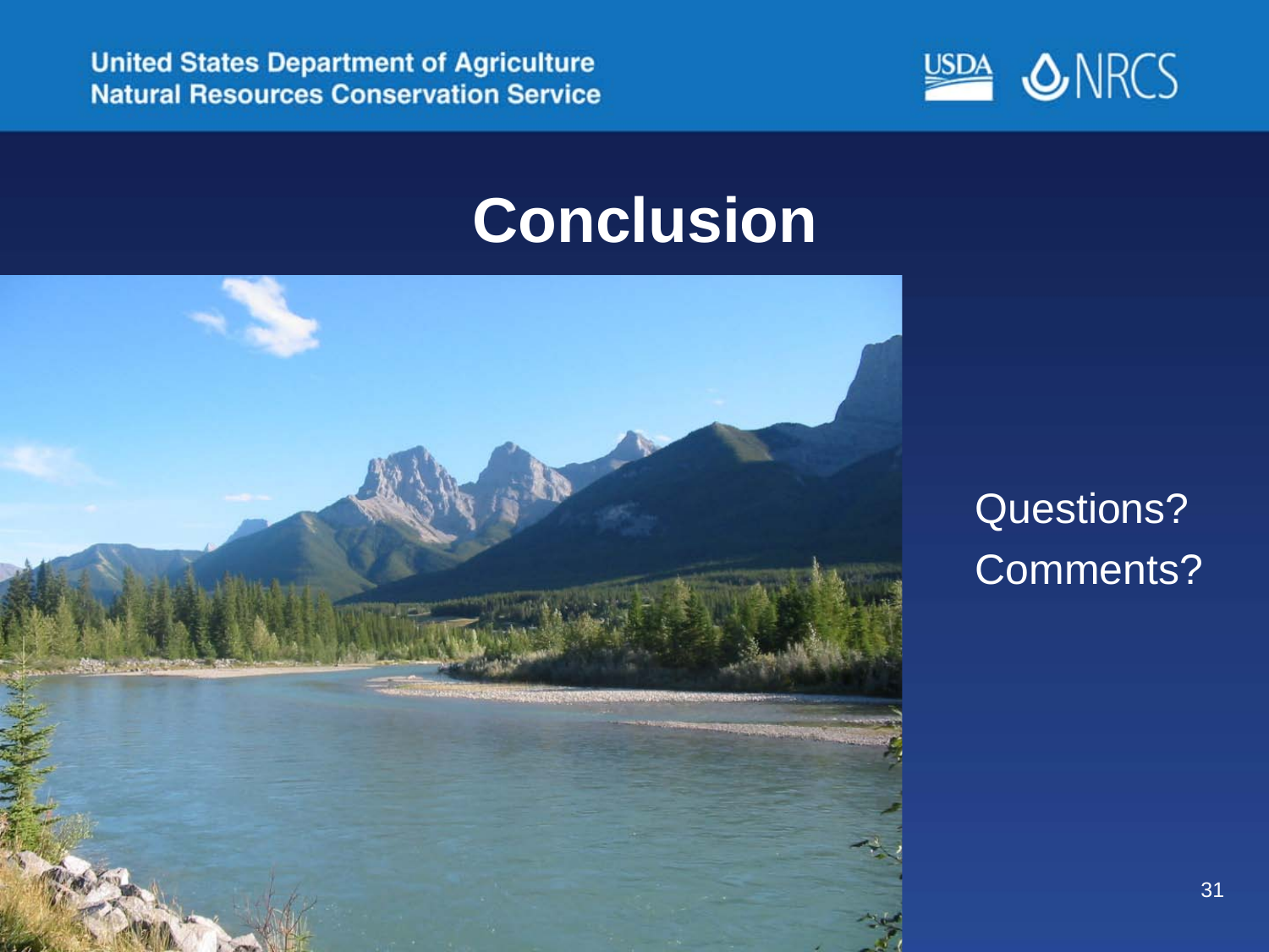United States Department of Agriculture
Natural Resources Conservation Service

# Conclusion

Questions?

Comments?